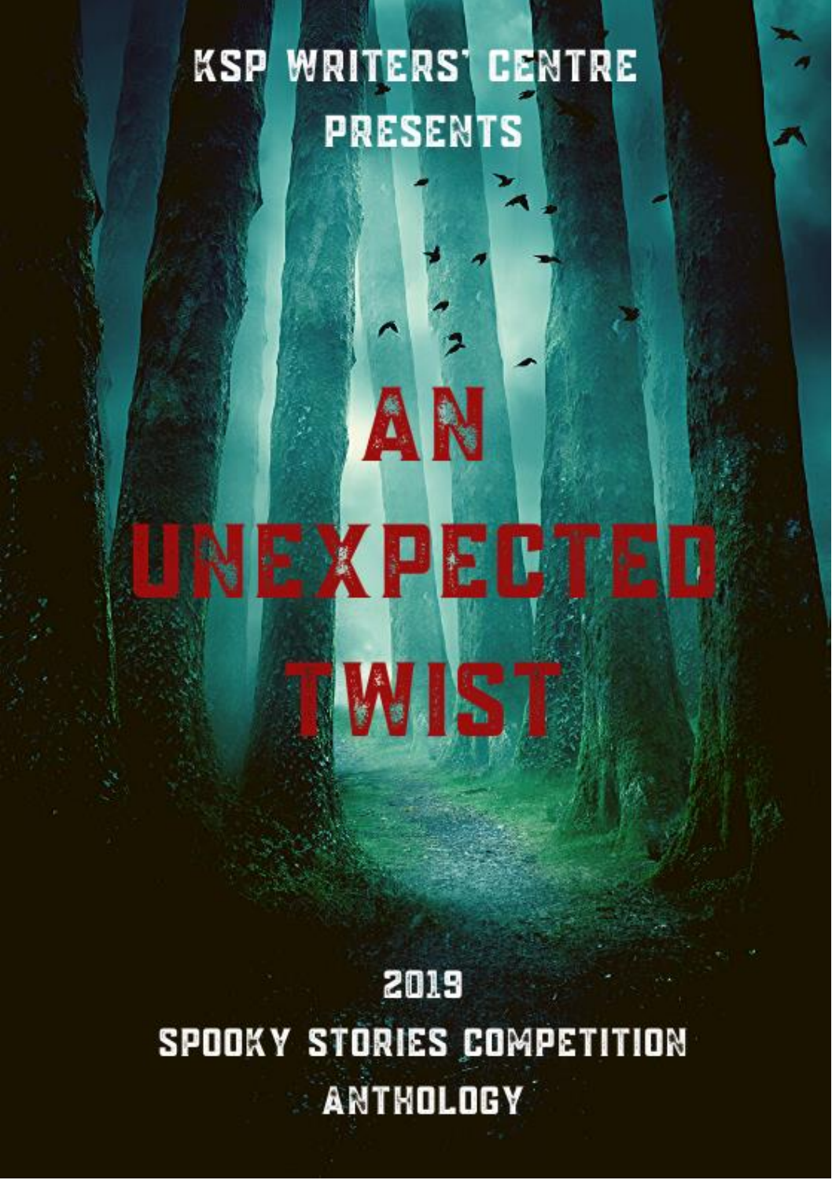KSP WRITERS' CENTRE PRESENTS

# AN UNEXPECTED TWIST

2019

SPOOKY STORIES COMPETITION

ANTHOLOGY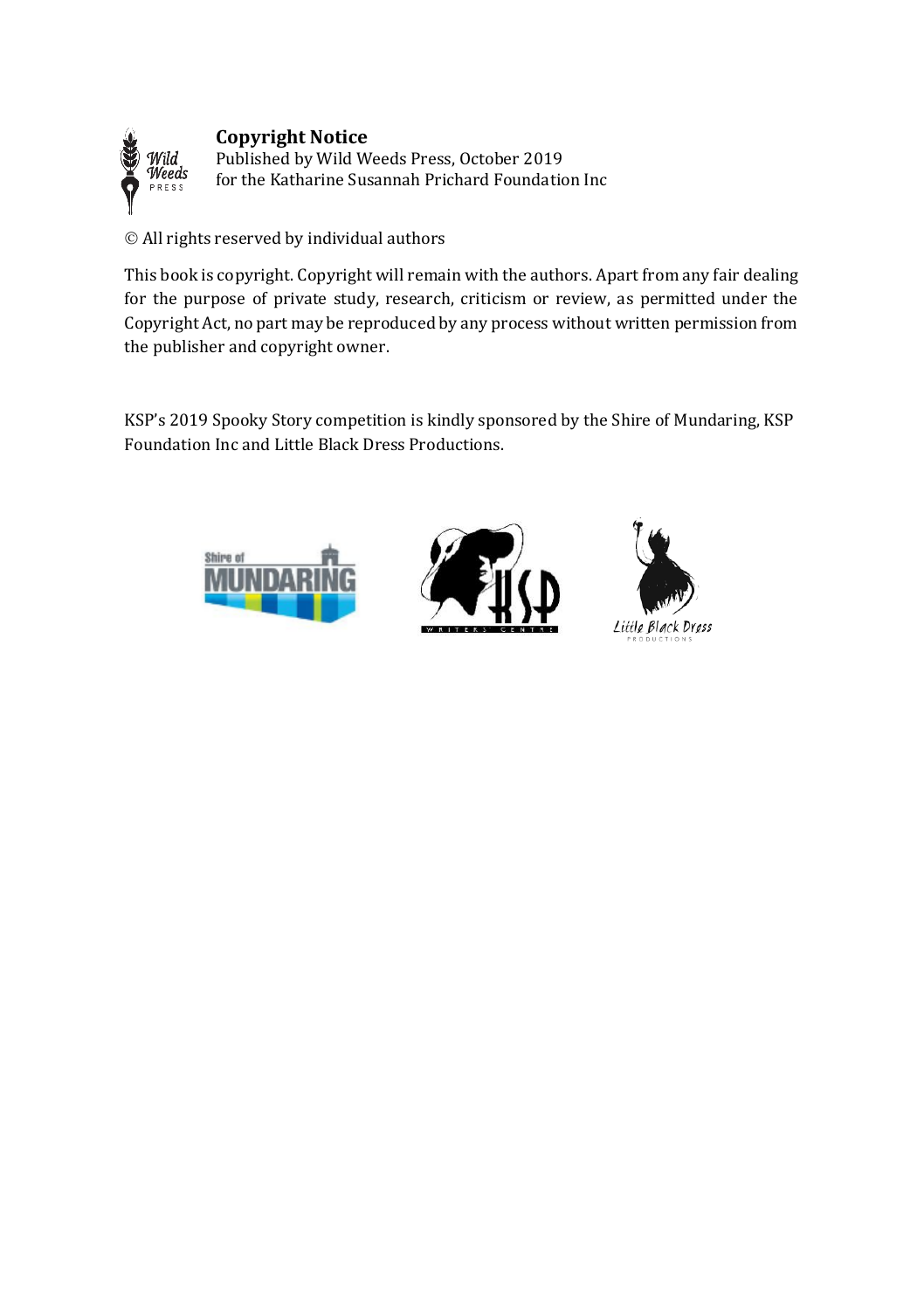**Copyright Notice**
Published by Wild Weeds Press, October 2019
for the Katharine Susannah Prichard Foundation Inc

© All rights reserved by individual authors

This book is copyright. Copyright will remain with the authors. Apart from any fair dealing for the purpose of private study, research, criticism or review, as permitted under the Copyright Act, no part may be reproduced by any process without written permission from the publisher and copyright owner.

KSP's 2019 Spooky Story competition is kindly sponsored by the Shire of Mundaring, KSP Foundation Inc and Little Black Dress Productions.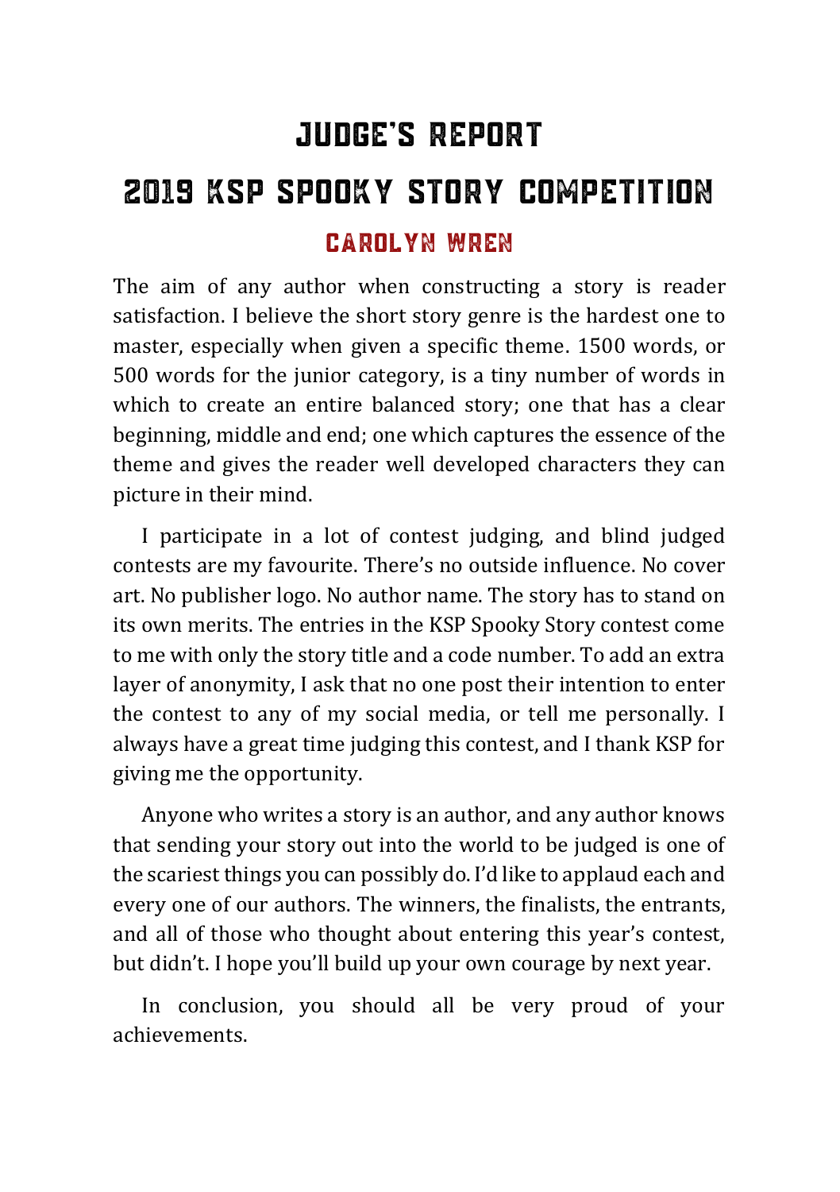# JUDGE'S REPORT

# 2019 KSP SPOOKY STORY COMPETITION

## CAROLYN WREN

The aim of any author when constructing a story is reader satisfaction. I believe the short story genre is the hardest one to master, especially when given a specific theme. 1500 words, or 500 words for the junior category, is a tiny number of words in which to create an entire balanced story; one that has a clear beginning, middle and end; one which captures the essence of the theme and gives the reader well developed characters they can picture in their mind.

I participate in a lot of contest judging, and blind judged contests are my favourite. There's no outside influence. No cover art. No publisher logo. No author name. The story has to stand on its own merits. The entries in the KSP Spooky Story contest come to me with only the story title and a code number. To add an extra layer of anonymity, I ask that no one post their intention to enter the contest to any of my social media, or tell me personally. I always have a great time judging this contest, and I thank KSP for giving me the opportunity.

Anyone who writes a story is an author, and any author knows that sending your story out into the world to be judged is one of the scariest things you can possibly do. I'd like to applaud each and every one of our authors. The winners, the finalists, the entrants, and all of those who thought about entering this year's contest, but didn't. I hope you'll build up your own courage by next year.

In conclusion, you should all be very proud of your achievements.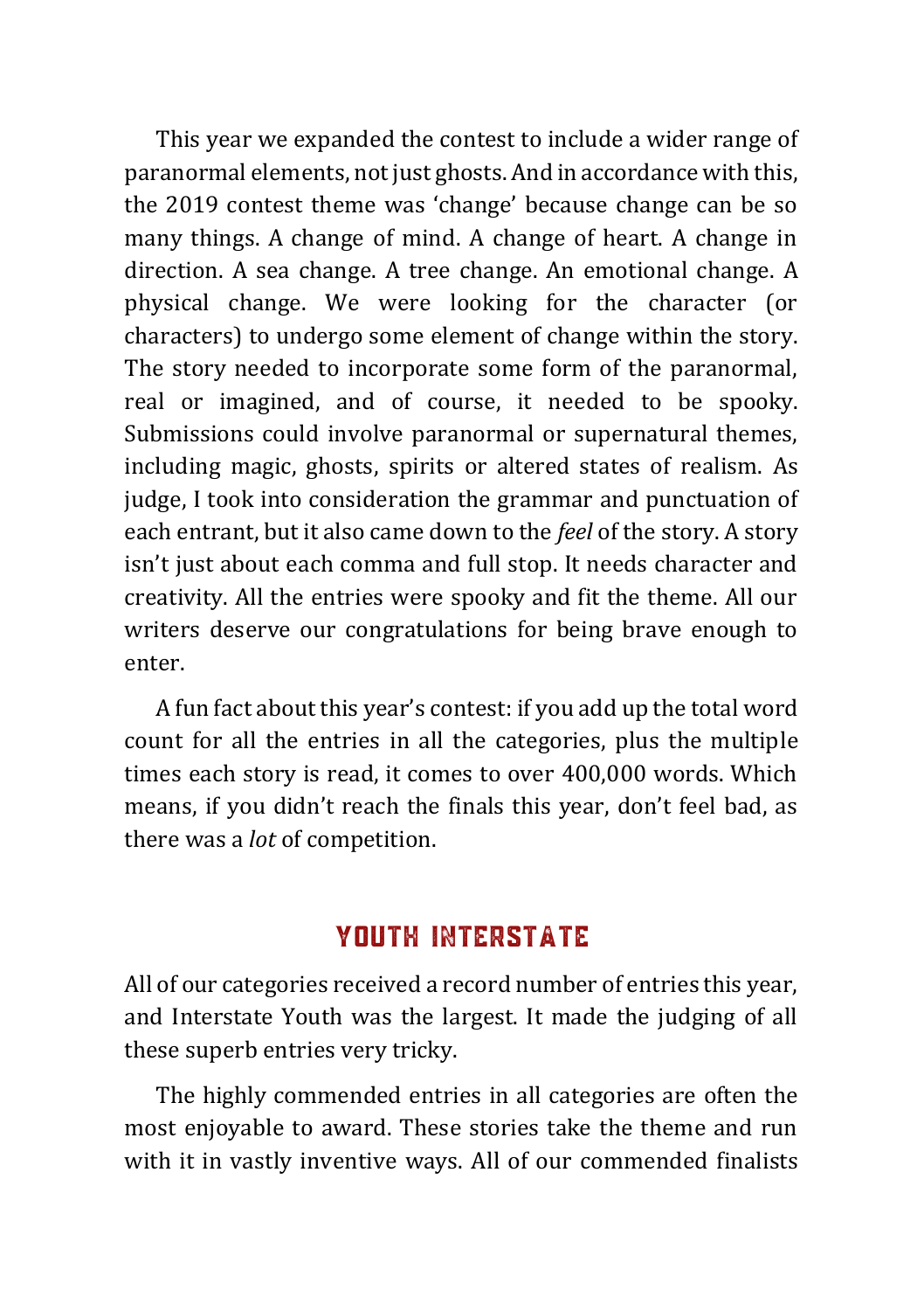This year we expanded the contest to include a wider range of paranormal elements, not just ghosts. And in accordance with this, the 2019 contest theme was 'change' because change can be so many things. A change of mind. A change of heart. A change in direction. A sea change. A tree change. An emotional change. A physical change. We were looking for the character (or characters) to undergo some element of change within the story. The story needed to incorporate some form of the paranormal, real or imagined, and of course, it needed to be spooky. Submissions could involve paranormal or supernatural themes, including magic, ghosts, spirits or altered states of realism. As judge, I took into consideration the grammar and punctuation of each entrant, but it also came down to the *feel* of the story. A story isn't just about each comma and full stop. It needs character and creativity. All the entries were spooky and fit the theme. All our writers deserve our congratulations for being brave enough to enter.

A fun fact about this year's contest: if you add up the total word count for all the entries in all the categories, plus the multiple times each story is read, it comes to over 400,000 words. Which means, if you didn't reach the finals this year, don't feel bad, as there was a *lot* of competition.

## YOUTH INTERSTATE

All of our categories received a record number of entries this year, and Interstate Youth was the largest. It made the judging of all these superb entries very tricky.

The highly commended entries in all categories are often the most enjoyable to award. These stories take the theme and run with it in vastly inventive ways. All of our commended finalists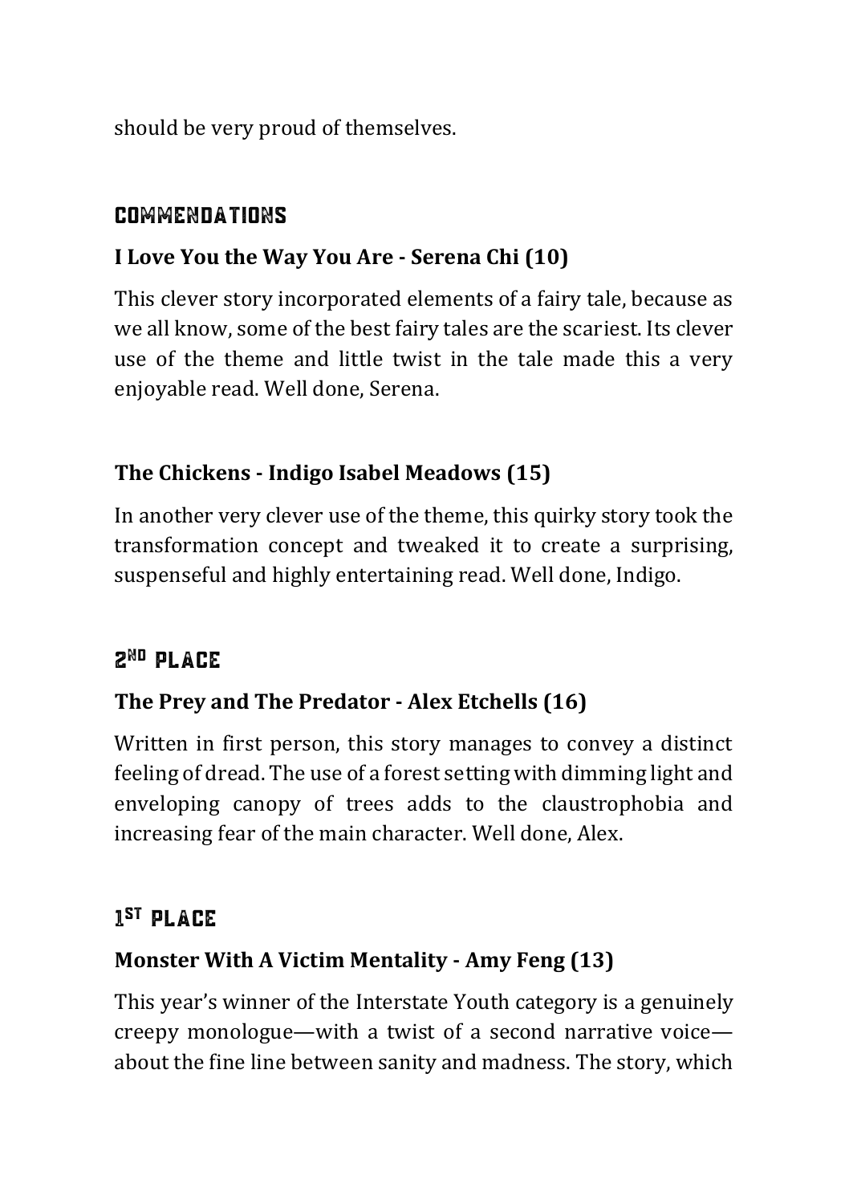should be very proud of themselves.

## COMMENDATIONS

### I Love You the Way You Are - Serena Chi (10)

This clever story incorporated elements of a fairy tale, because as we all know, some of the best fairy tales are the scariest. Its clever use of the theme and little twist in the tale made this a very enjoyable read. Well done, Serena.

### The Chickens - Indigo Isabel Meadows (15)

In another very clever use of the theme, this quirky story took the transformation concept and tweaked it to create a surprising, suspenseful and highly entertaining read. Well done, Indigo.

## 2ND PLACE

### The Prey and The Predator - Alex Etchells (16)

Written in first person, this story manages to convey a distinct feeling of dread. The use of a forest setting with dimming light and enveloping canopy of trees adds to the claustrophobia and increasing fear of the main character. Well done, Alex.

## 1ST PLACE

### Monster With A Victim Mentality - Amy Feng (13)

This year's winner of the Interstate Youth category is a genuinely creepy monologue—with a twist of a second narrative voice—about the fine line between sanity and madness. The story, which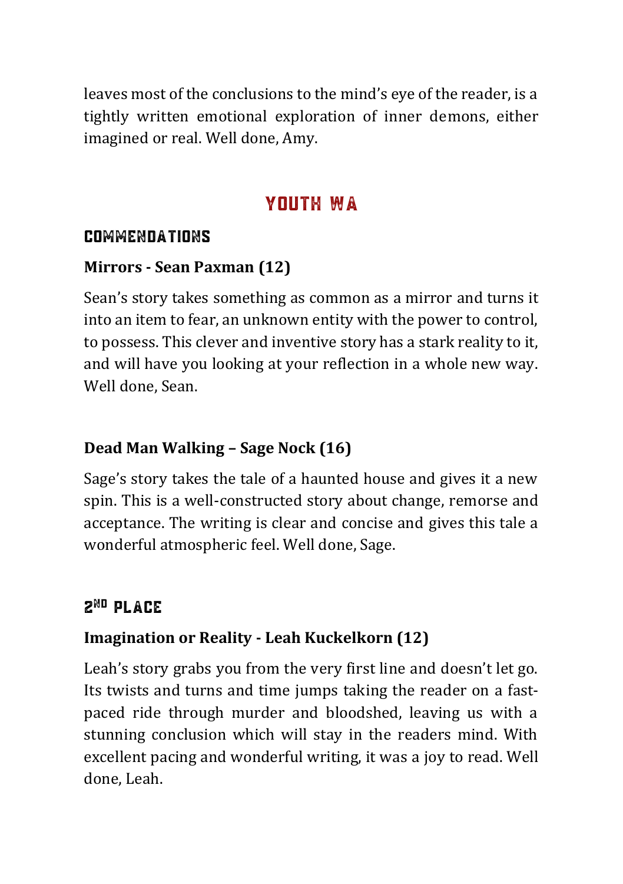leaves most of the conclusions to the mind's eye of the reader, is a tightly written emotional exploration of inner demons, either imagined or real. Well done, Amy.

## YOUTH WA

### COMMENDATIONS

**Mirrors - Sean Paxman (12)**

Sean's story takes something as common as a mirror and turns it into an item to fear, an unknown entity with the power to control, to possess. This clever and inventive story has a stark reality to it, and will have you looking at your reflection in a whole new way. Well done, Sean.

**Dead Man Walking – Sage Nock (16)**

Sage's story takes the tale of a haunted house and gives it a new spin. This is a well-constructed story about change, remorse and acceptance. The writing is clear and concise and gives this tale a wonderful atmospheric feel. Well done, Sage.

### 2ND PLACE

**Imagination or Reality - Leah Kuckelkorn (12)**

Leah's story grabs you from the very first line and doesn't let go. Its twists and turns and time jumps taking the reader on a fast-paced ride through murder and bloodshed, leaving us with a stunning conclusion which will stay in the readers mind. With excellent pacing and wonderful writing, it was a joy to read. Well done, Leah.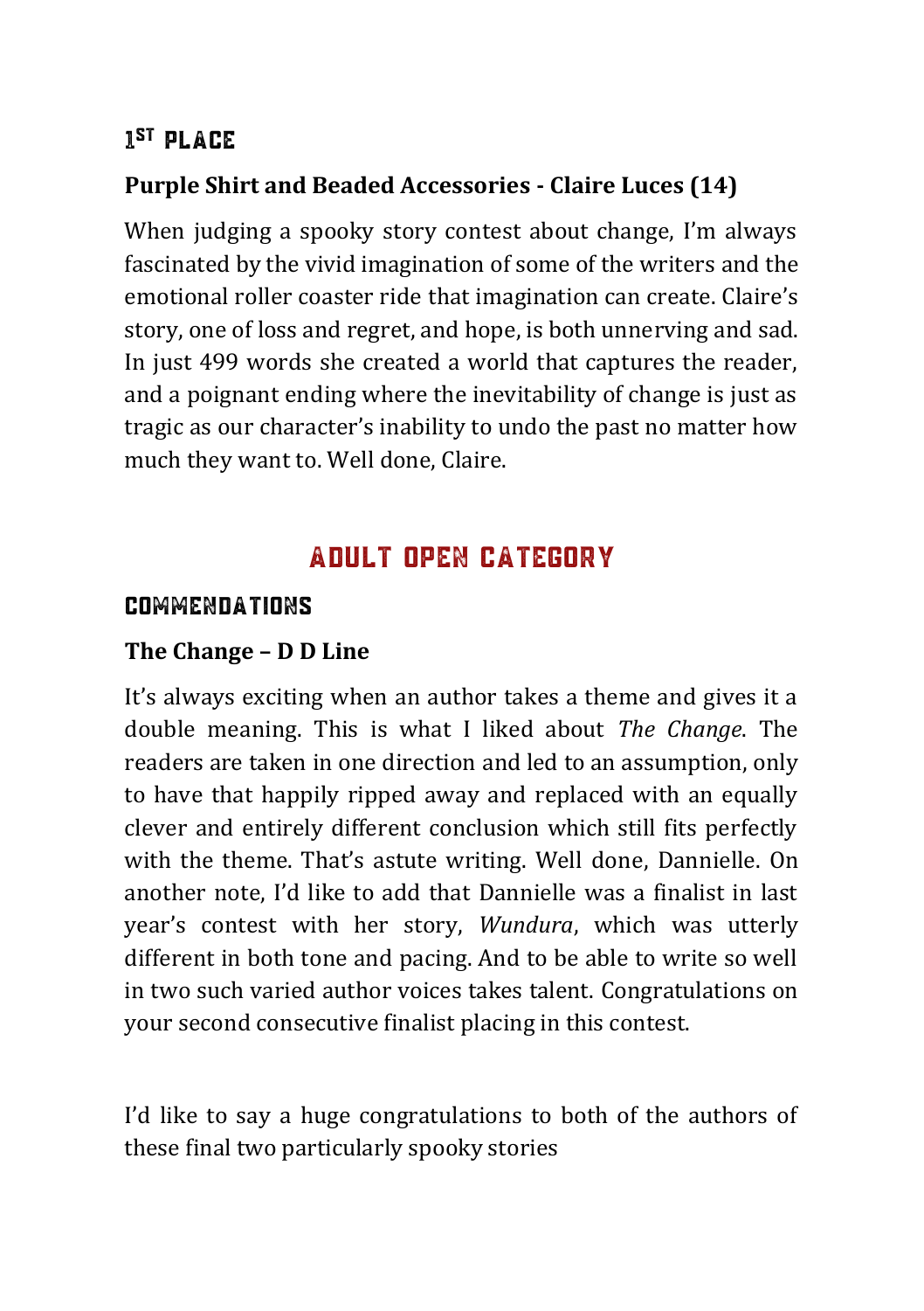### 1ST PLACE

**Purple Shirt and Beaded Accessories - Claire Luces (14)**

When judging a spooky story contest about change, I'm always fascinated by the vivid imagination of some of the writers and the emotional roller coaster ride that imagination can create. Claire's story, one of loss and regret, and hope, is both unnerving and sad. In just 499 words she created a world that captures the reader, and a poignant ending where the inevitability of change is just as tragic as our character's inability to undo the past no matter how much they want to. Well done, Claire.

## ADULT OPEN CATEGORY

### COMMENDATIONS

**The Change – D D Line**

It's always exciting when an author takes a theme and gives it a double meaning. This is what I liked about *The Change*. The readers are taken in one direction and led to an assumption, only to have that happily ripped away and replaced with an equally clever and entirely different conclusion which still fits perfectly with the theme. That's astute writing. Well done, Dannielle. On another note, I'd like to add that Dannielle was a finalist in last year's contest with her story, *Wundura*, which was utterly different in both tone and pacing. And to be able to write so well in two such varied author voices takes talent. Congratulations on your second consecutive finalist placing in this contest.

I'd like to say a huge congratulations to both of the authors of these final two particularly spooky stories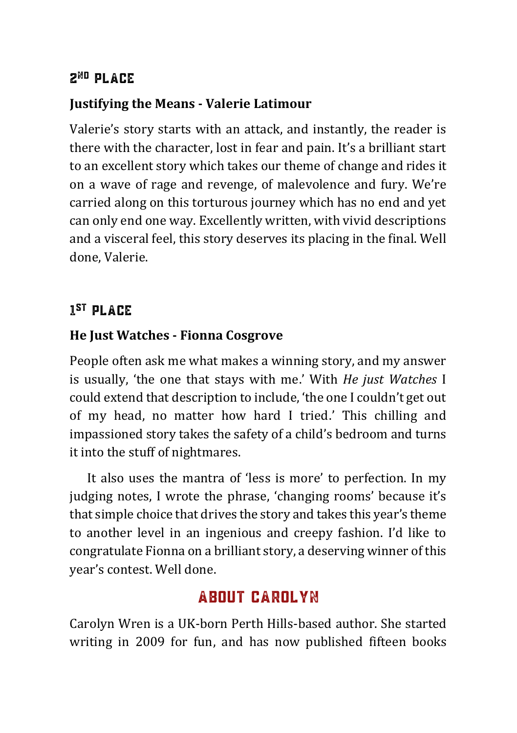## 2ND PLACE

**Justifying the Means - Valerie Latimour**

Valerie's story starts with an attack, and instantly, the reader is there with the character, lost in fear and pain. It's a brilliant start to an excellent story which takes our theme of change and rides it on a wave of rage and revenge, of malevolence and fury. We're carried along on this torturous journey which has no end and yet can only end one way. Excellently written, with vivid descriptions and a visceral feel, this story deserves its placing in the final. Well done, Valerie.

## 1ST PLACE

**He Just Watches - Fionna Cosgrove**

People often ask me what makes a winning story, and my answer is usually, 'the one that stays with me.' With *He just Watches* I could extend that description to include, 'the one I couldn't get out of my head, no matter how hard I tried.' This chilling and impassioned story takes the safety of a child's bedroom and turns it into the stuff of nightmares.

It also uses the mantra of 'less is more' to perfection. In my judging notes, I wrote the phrase, 'changing rooms' because it's that simple choice that drives the story and takes this year's theme to another level in an ingenious and creepy fashion. I'd like to congratulate Fionna on a brilliant story, a deserving winner of this year's contest. Well done.

## ABOUT CAROLYN

Carolyn Wren is a UK-born Perth Hills-based author. She started writing in 2009 for fun, and has now published fifteen books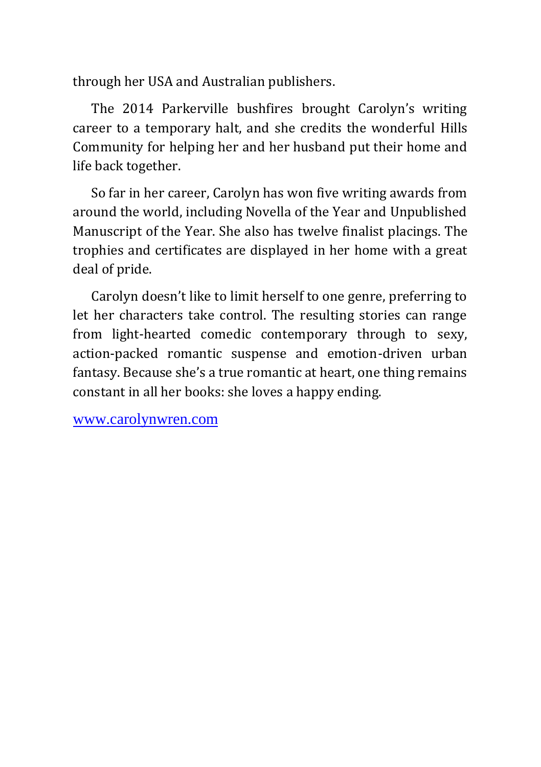through her USA and Australian publishers.

The 2014 Parkerville bushfires brought Carolyn's writing career to a temporary halt, and she credits the wonderful Hills Community for helping her and her husband put their home and life back together.

So far in her career, Carolyn has won five writing awards from around the world, including Novella of the Year and Unpublished Manuscript of the Year. She also has twelve finalist placings. The trophies and certificates are displayed in her home with a great deal of pride.

Carolyn doesn't like to limit herself to one genre, preferring to let her characters take control. The resulting stories can range from light-hearted comedic contemporary through to sexy, action-packed romantic suspense and emotion-driven urban fantasy. Because she's a true romantic at heart, one thing remains constant in all her books: she loves a happy ending.

[www.carolynwren.com](http://www.carolynwren.com)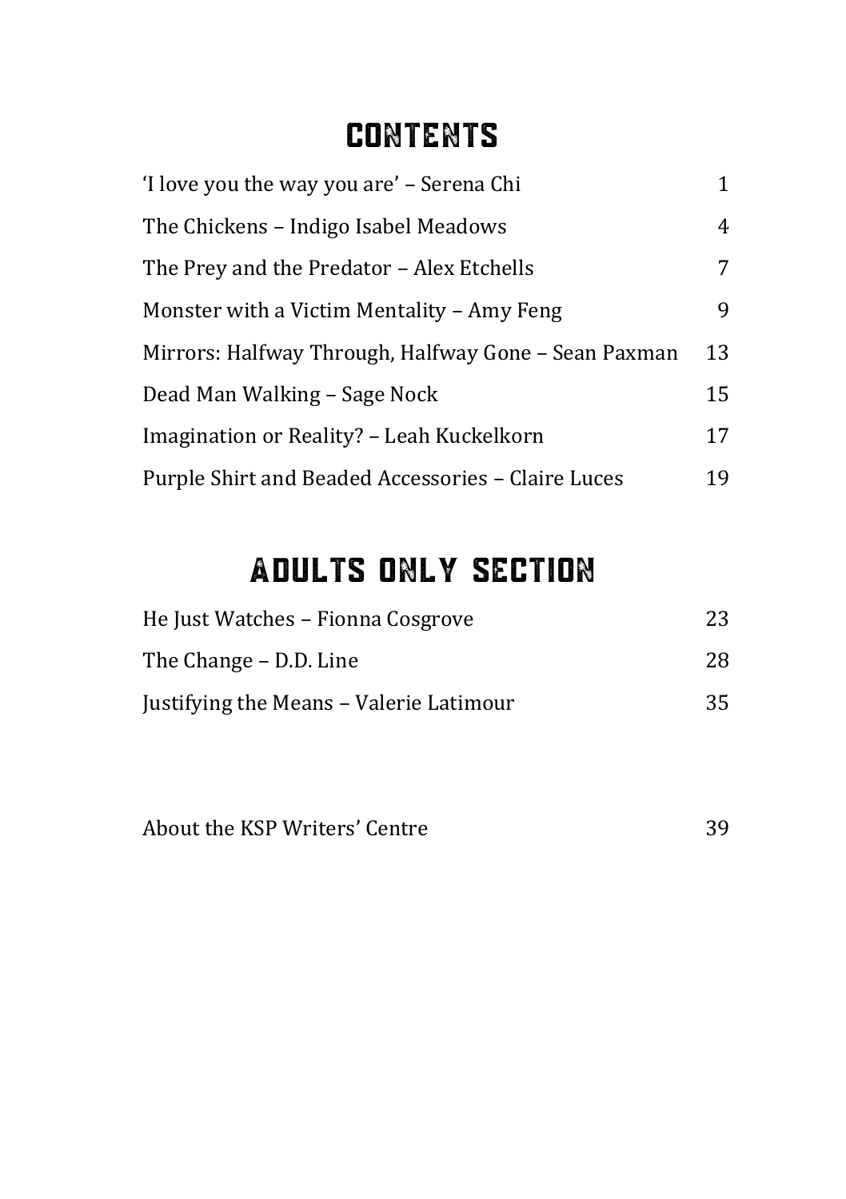# CONTENTS

| | |
|---|---|
| 'I love you the way you are' – Serena Chi | 1 |
| The Chickens – Indigo Isabel Meadows | 4 |
| The Prey and the Predator – Alex Etchells | 7 |
| Monster with a Victim Mentality – Amy Feng | 9 |
| Mirrors: Halfway Through, Halfway Gone – Sean Paxman | 13 |
| Dead Man Walking – Sage Nock | 15 |
| Imagination or Reality? – Leah Kuckelkorn | 17 |
| Purple Shirt and Beaded Accessories – Claire Luces | 19 |

# ADULTS ONLY SECTION

| | |
|---|---|
| He Just Watches – Fionna Cosgrove | 23 |
| The Change – D.D. Line | 28 |
| Justifying the Means – Valerie Latimour | 35 |

| | |
|---|---|
| About the KSP Writers' Centre | 39 |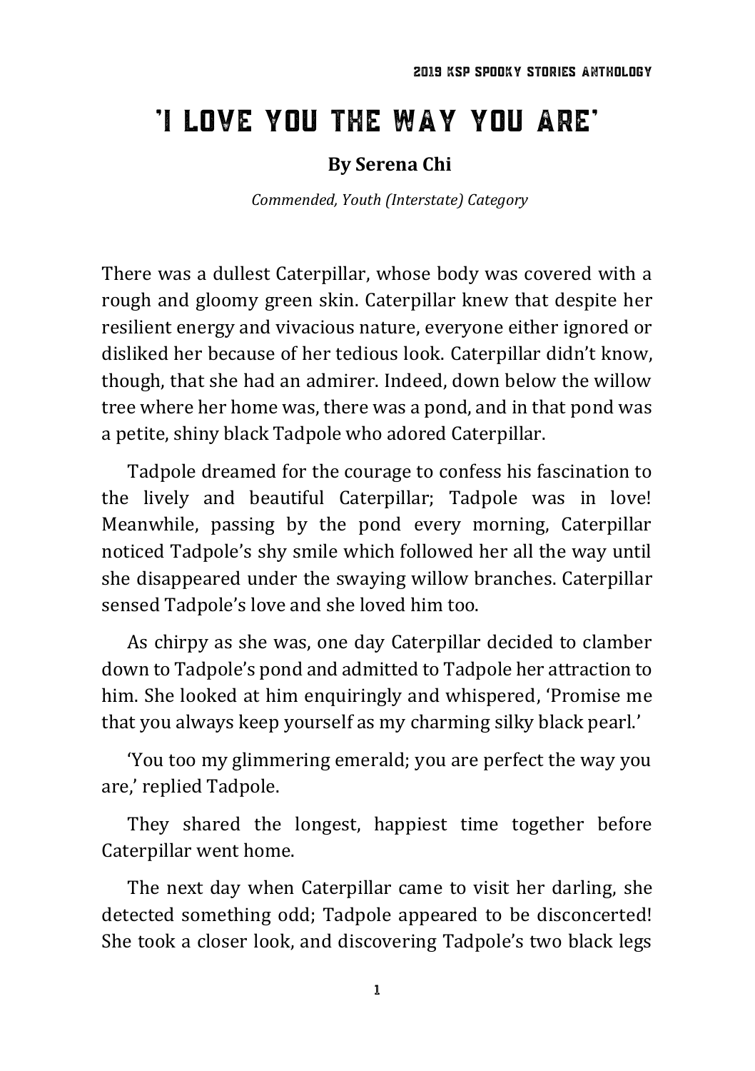# 'I Love You the Way You Are'

**By Serena Chi**

*Commended, Youth (Interstate) Category*

There was a dullest Caterpillar, whose body was covered with a rough and gloomy green skin. Caterpillar knew that despite her resilient energy and vivacious nature, everyone either ignored or disliked her because of her tedious look. Caterpillar didn't know, though, that she had an admirer. Indeed, down below the willow tree where her home was, there was a pond, and in that pond was a petite, shiny black Tadpole who adored Caterpillar.

Tadpole dreamed for the courage to confess his fascination to the lively and beautiful Caterpillar; Tadpole was in love! Meanwhile, passing by the pond every morning, Caterpillar noticed Tadpole's shy smile which followed her all the way until she disappeared under the swaying willow branches. Caterpillar sensed Tadpole's love and she loved him too.

As chirpy as she was, one day Caterpillar decided to clamber down to Tadpole's pond and admitted to Tadpole her attraction to him. She looked at him enquiringly and whispered, 'Promise me that you always keep yourself as my charming silky black pearl.'

'You too my glimmering emerald; you are perfect the way you are,' replied Tadpole.

They shared the longest, happiest time together before Caterpillar went home.

The next day when Caterpillar came to visit her darling, she detected something odd; Tadpole appeared to be disconcerted! She took a closer look, and discovering Tadpole's two black legs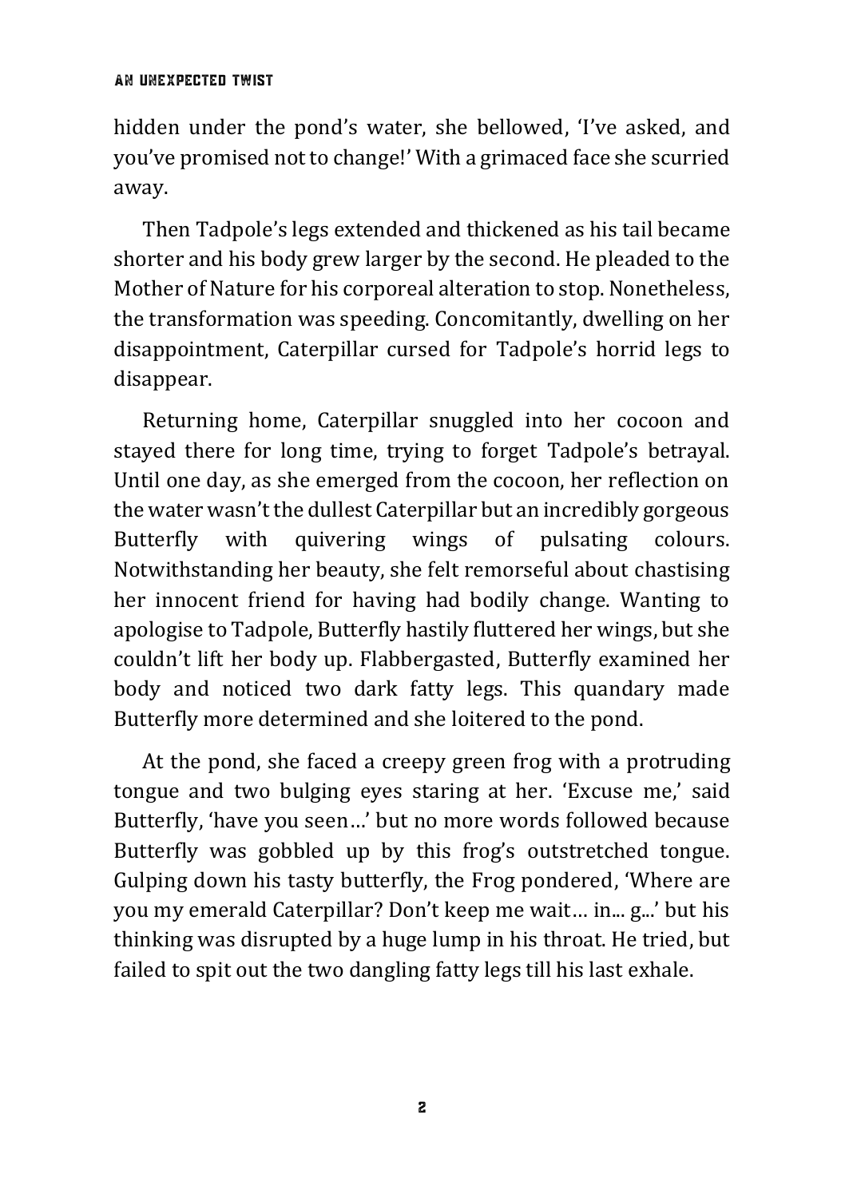hidden under the pond's water, she bellowed, 'I've asked, and you've promised not to change!' With a grimaced face she scurried away.

Then Tadpole's legs extended and thickened as his tail became shorter and his body grew larger by the second. He pleaded to the Mother of Nature for his corporeal alteration to stop. Nonetheless, the transformation was speeding. Concomitantly, dwelling on her disappointment, Caterpillar cursed for Tadpole's horrid legs to disappear.

Returning home, Caterpillar snuggled into her cocoon and stayed there for long time, trying to forget Tadpole's betrayal. Until one day, as she emerged from the cocoon, her reflection on the water wasn't the dullest Caterpillar but an incredibly gorgeous Butterfly with quivering wings of pulsating colours. Notwithstanding her beauty, she felt remorseful about chastising her innocent friend for having had bodily change. Wanting to apologise to Tadpole, Butterfly hastily fluttered her wings, but she couldn't lift her body up. Flabbergasted, Butterfly examined her body and noticed two dark fatty legs. This quandary made Butterfly more determined and she loitered to the pond.

At the pond, she faced a creepy green frog with a protruding tongue and two bulging eyes staring at her. 'Excuse me,' said Butterfly, 'have you seen…' but no more words followed because Butterfly was gobbled up by this frog's outstretched tongue. Gulping down his tasty butterfly, the Frog pondered, 'Where are you my emerald Caterpillar? Don't keep me wait… in... g...' but his thinking was disrupted by a huge lump in his throat. He tried, but failed to spit out the two dangling fatty legs till his last exhale.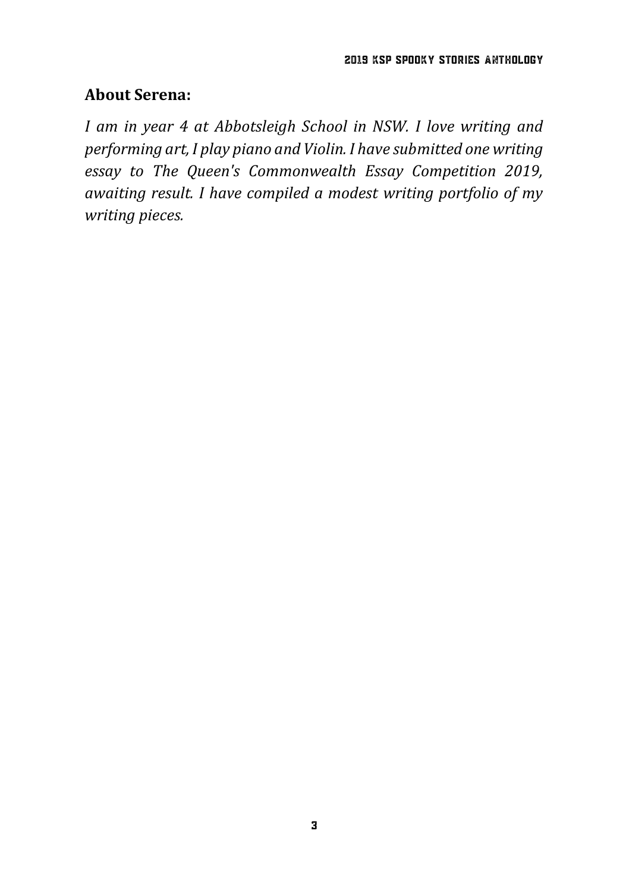## About Serena:

*I am in year 4 at Abbotsleigh School in NSW. I love writing and performing art, I play piano and Violin. I have submitted one writing essay to The Queen's Commonwealth Essay Competition 2019, awaiting result. I have compiled a modest writing portfolio of my writing pieces.*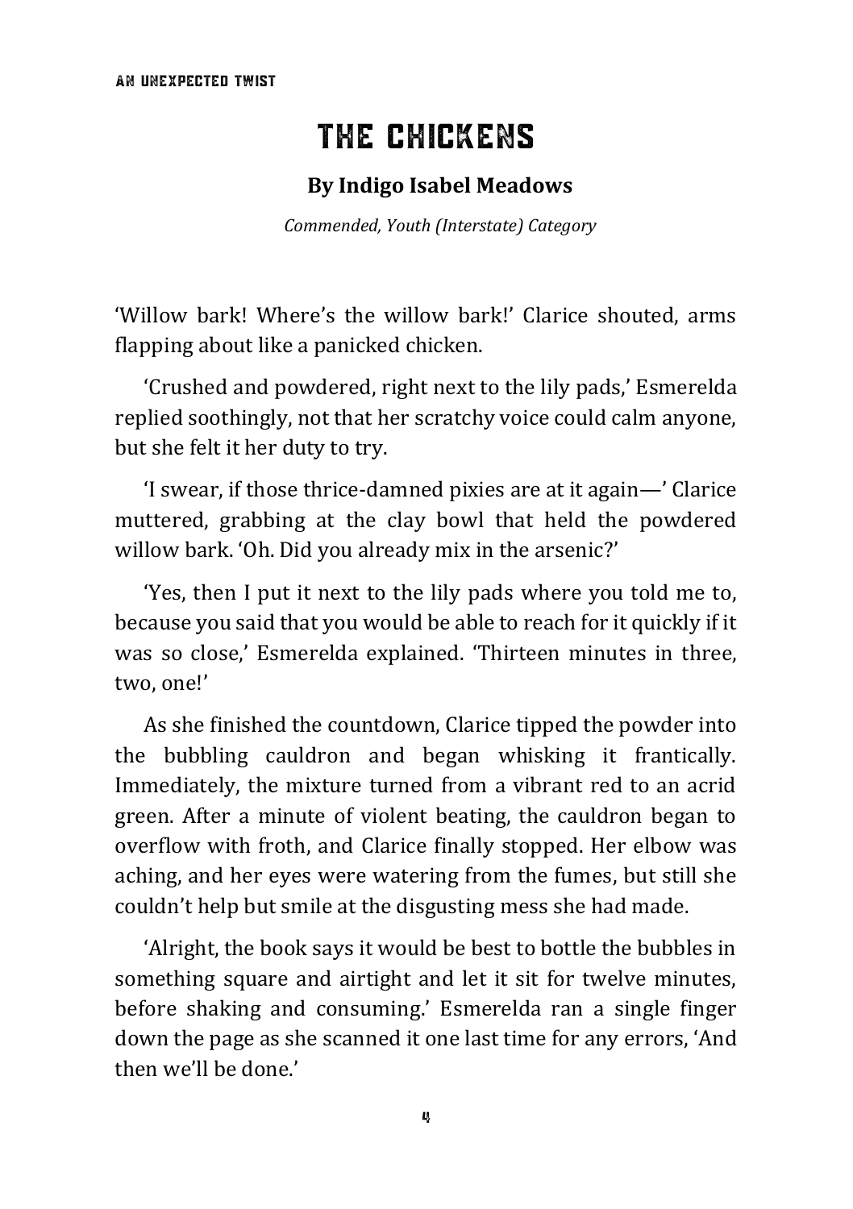# THE CHICKENS

**By Indigo Isabel Meadows**

*Commended, Youth (Interstate) Category*

'Willow bark! Where's the willow bark!' Clarice shouted, arms flapping about like a panicked chicken.

'Crushed and powdered, right next to the lily pads,' Esmerelda replied soothingly, not that her scratchy voice could calm anyone, but she felt it her duty to try.

'I swear, if those thrice-damned pixies are at it again—' Clarice muttered, grabbing at the clay bowl that held the powdered willow bark. 'Oh. Did you already mix in the arsenic?'

'Yes, then I put it next to the lily pads where you told me to, because you said that you would be able to reach for it quickly if it was so close,' Esmerelda explained. 'Thirteen minutes in three, two, one!'

As she finished the countdown, Clarice tipped the powder into the bubbling cauldron and began whisking it frantically. Immediately, the mixture turned from a vibrant red to an acrid green. After a minute of violent beating, the cauldron began to overflow with froth, and Clarice finally stopped. Her elbow was aching, and her eyes were watering from the fumes, but still she couldn't help but smile at the disgusting mess she had made.

'Alright, the book says it would be best to bottle the bubbles in something square and airtight and let it sit for twelve minutes, before shaking and consuming.' Esmerelda ran a single finger down the page as she scanned it one last time for any errors, 'And then we'll be done.'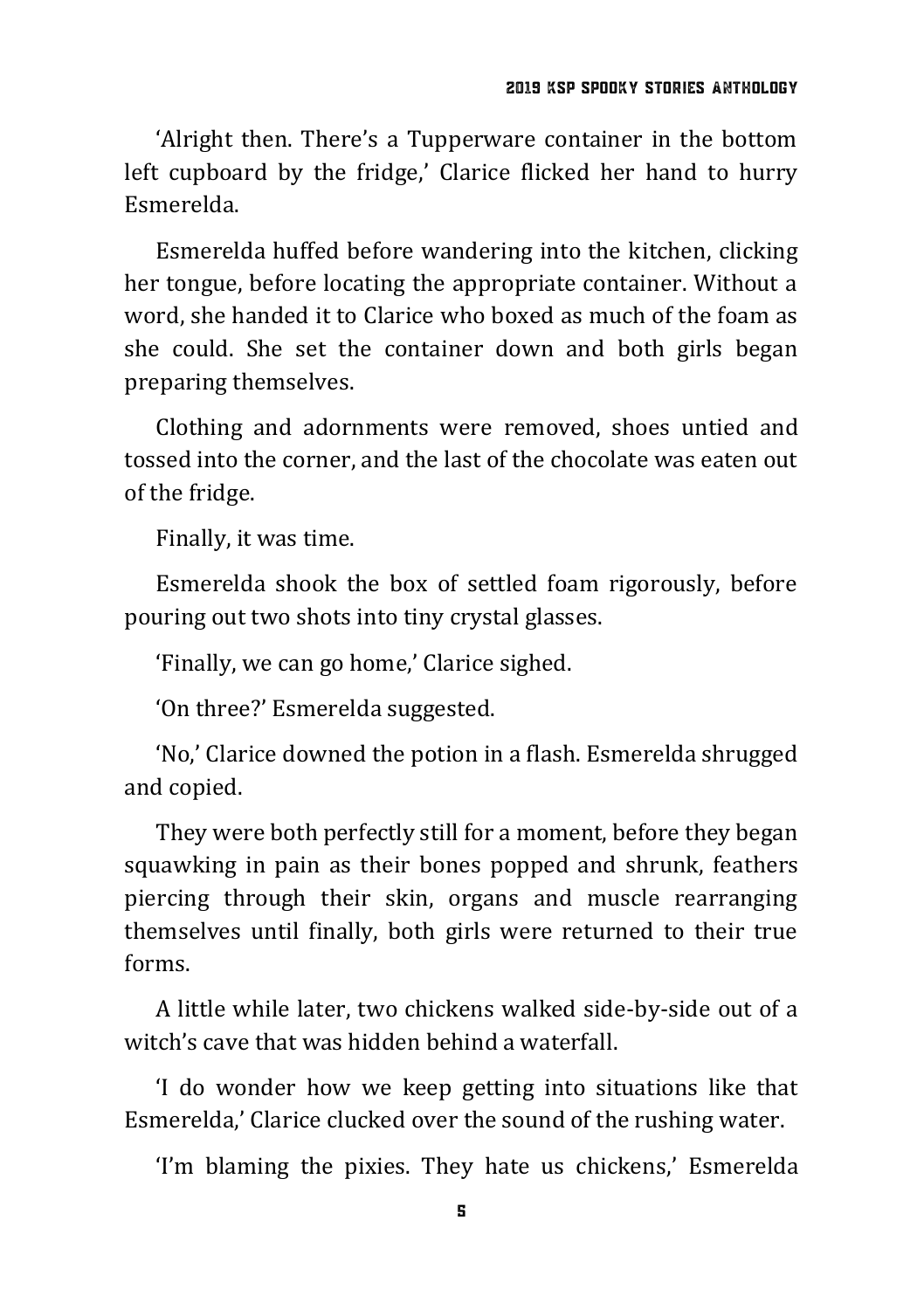'Alright then. There's a Tupperware container in the bottom left cupboard by the fridge,' Clarice flicked her hand to hurry Esmerelda.

Esmerelda huffed before wandering into the kitchen, clicking her tongue, before locating the appropriate container. Without a word, she handed it to Clarice who boxed as much of the foam as she could. She set the container down and both girls began preparing themselves.

Clothing and adornments were removed, shoes untied and tossed into the corner, and the last of the chocolate was eaten out of the fridge.

Finally, it was time.

Esmerelda shook the box of settled foam rigorously, before pouring out two shots into tiny crystal glasses.

'Finally, we can go home,' Clarice sighed.

'On three?' Esmerelda suggested.

'No,' Clarice downed the potion in a flash. Esmerelda shrugged and copied.

They were both perfectly still for a moment, before they began squawking in pain as their bones popped and shrunk, feathers piercing through their skin, organs and muscle rearranging themselves until finally, both girls were returned to their true forms.

A little while later, two chickens walked side-by-side out of a witch's cave that was hidden behind a waterfall.

'I do wonder how we keep getting into situations like that Esmerelda,' Clarice clucked over the sound of the rushing water.

'I'm blaming the pixies. They hate us chickens,' Esmerelda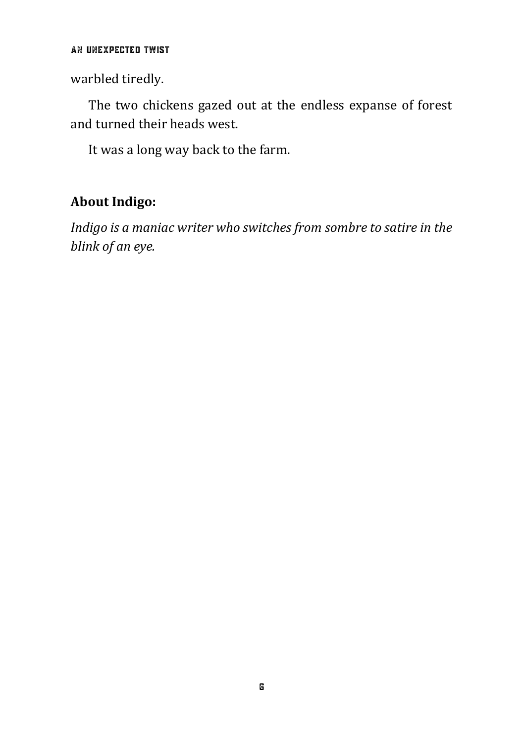warbled tiredly.

The two chickens gazed out at the endless expanse of forest and turned their heads west.

It was a long way back to the farm.

**About Indigo:**

*Indigo is a maniac writer who switches from sombre to satire in the blink of an eye.*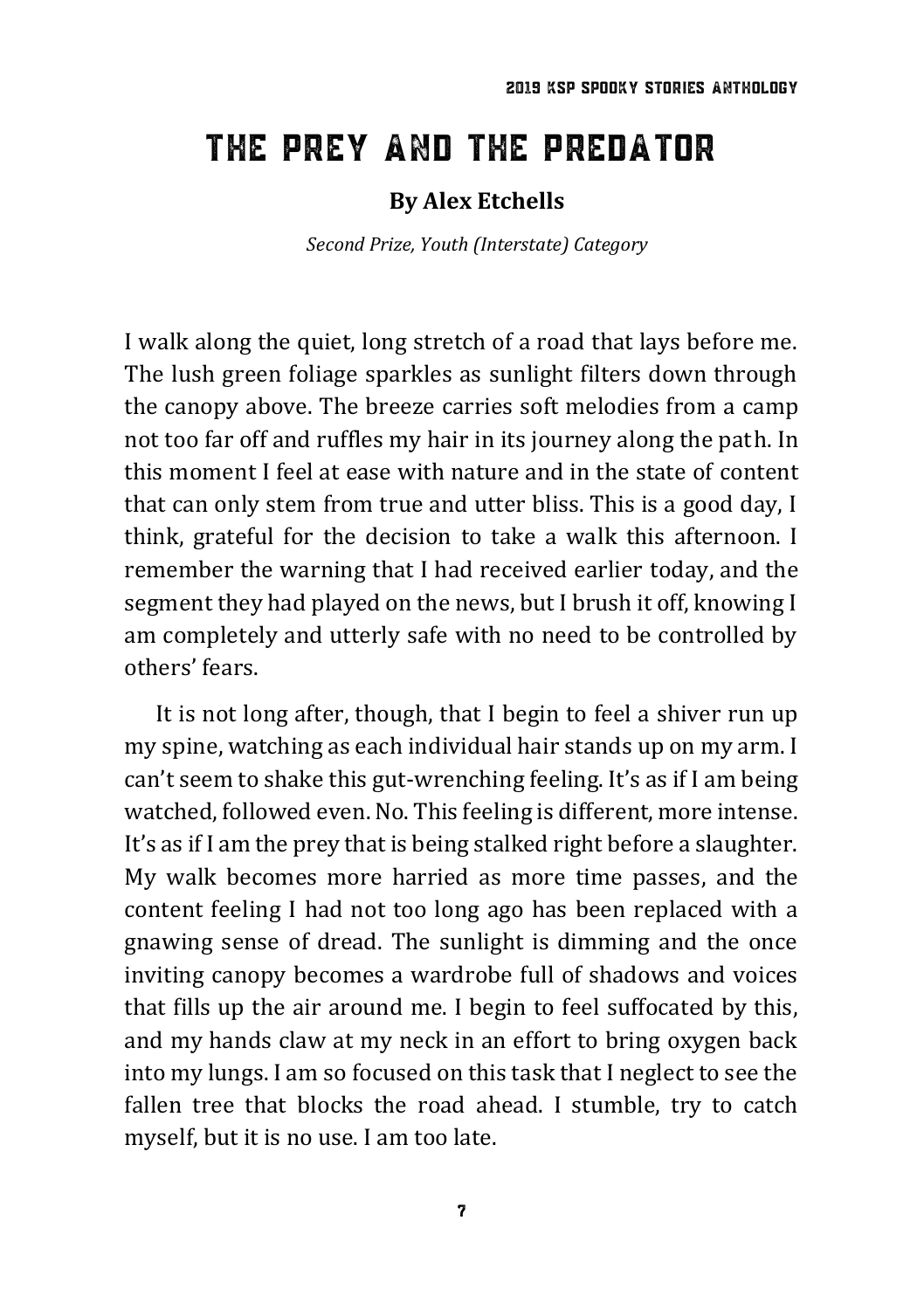# The Prey and the Predator

**By Alex Etchells**

*Second Prize, Youth (Interstate) Category*

I walk along the quiet, long stretch of a road that lays before me. The lush green foliage sparkles as sunlight filters down through the canopy above. The breeze carries soft melodies from a camp not too far off and ruffles my hair in its journey along the path. In this moment I feel at ease with nature and in the state of content that can only stem from true and utter bliss. This is a good day, I think, grateful for the decision to take a walk this afternoon. I remember the warning that I had received earlier today, and the segment they had played on the news, but I brush it off, knowing I am completely and utterly safe with no need to be controlled by others' fears.

It is not long after, though, that I begin to feel a shiver run up my spine, watching as each individual hair stands up on my arm. I can't seem to shake this gut-wrenching feeling. It's as if I am being watched, followed even. No. This feeling is different, more intense. It's as if I am the prey that is being stalked right before a slaughter. My walk becomes more harried as more time passes, and the content feeling I had not too long ago has been replaced with a gnawing sense of dread. The sunlight is dimming and the once inviting canopy becomes a wardrobe full of shadows and voices that fills up the air around me. I begin to feel suffocated by this, and my hands claw at my neck in an effort to bring oxygen back into my lungs. I am so focused on this task that I neglect to see the fallen tree that blocks the road ahead. I stumble, try to catch myself, but it is no use. I am too late.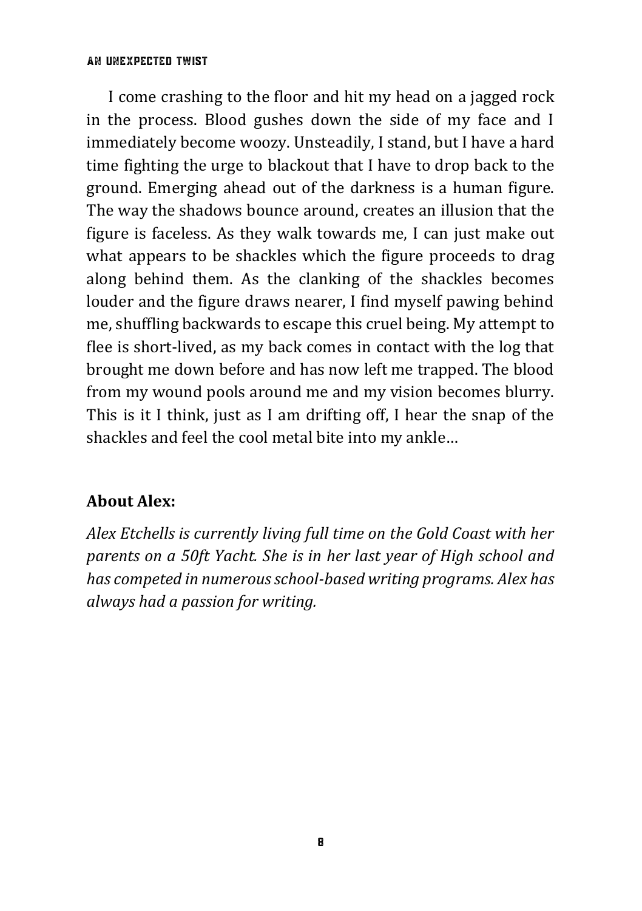I come crashing to the floor and hit my head on a jagged rock in the process. Blood gushes down the side of my face and I immediately become woozy. Unsteadily, I stand, but I have a hard time fighting the urge to blackout that I have to drop back to the ground. Emerging ahead out of the darkness is a human figure. The way the shadows bounce around, creates an illusion that the figure is faceless. As they walk towards me, I can just make out what appears to be shackles which the figure proceeds to drag along behind them. As the clanking of the shackles becomes louder and the figure draws nearer, I find myself pawing behind me, shuffling backwards to escape this cruel being. My attempt to flee is short-lived, as my back comes in contact with the log that brought me down before and has now left me trapped. The blood from my wound pools around me and my vision becomes blurry. This is it I think, just as I am drifting off, I hear the snap of the shackles and feel the cool metal bite into my ankle…

**About Alex:**

*Alex Etchells is currently living full time on the Gold Coast with her parents on a 50ft Yacht. She is in her last year of High school and has competed in numerous school-based writing programs. Alex has always had a passion for writing.*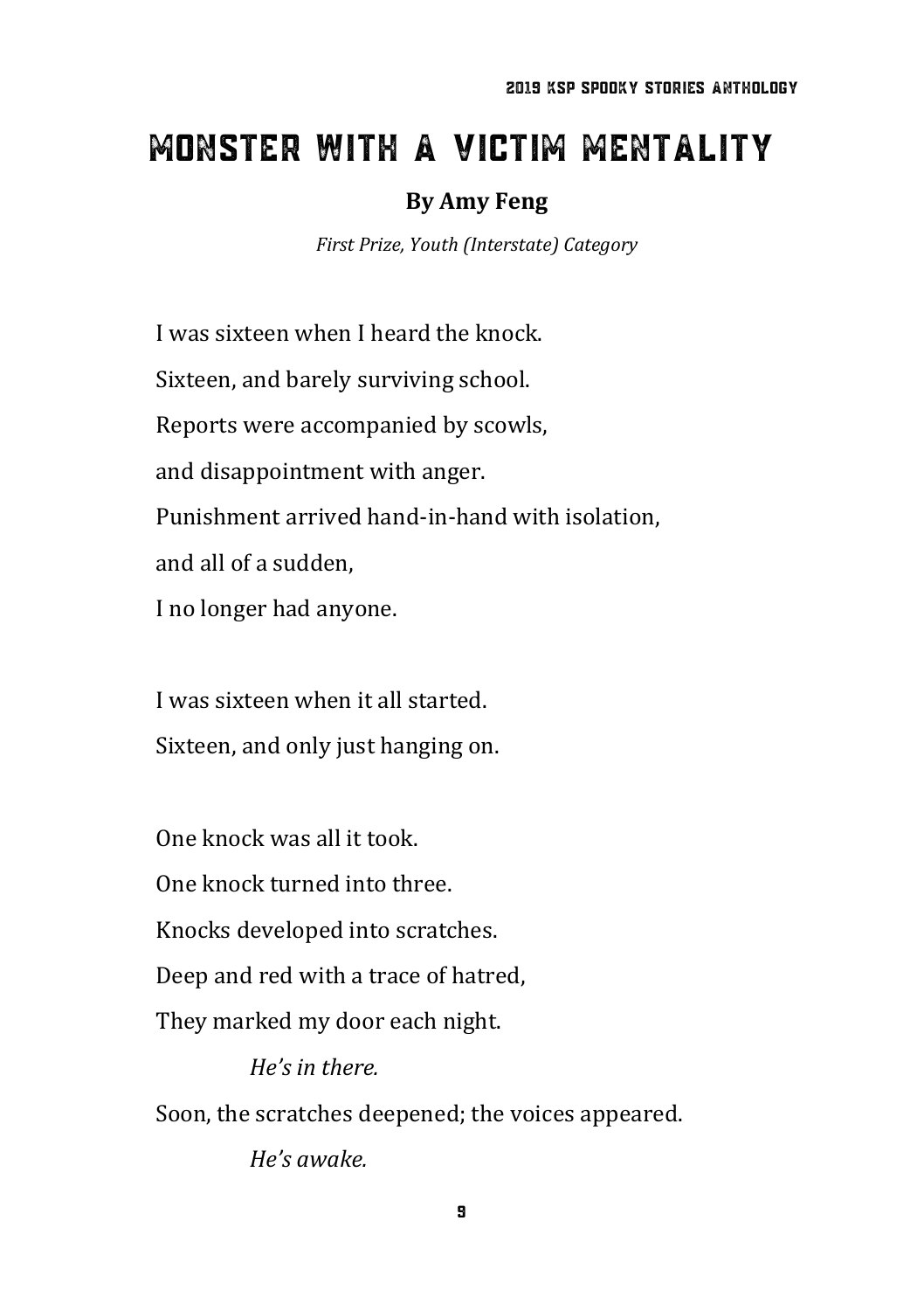# MONSTER WITH A VICTIM MENTALITY

**By Amy Feng**

*First Prize, Youth (Interstate) Category*

I was sixteen when I heard the knock.

Sixteen, and barely surviving school.

Reports were accompanied by scowls,

and disappointment with anger.

Punishment arrived hand-in-hand with isolation,

and all of a sudden,

I no longer had anyone.

I was sixteen when it all started.

Sixteen, and only just hanging on.

One knock was all it took.

One knock turned into three.

Knocks developed into scratches.

Deep and red with a trace of hatred,

They marked my door each night.

*He's in there.*

Soon, the scratches deepened; the voices appeared.

*He's awake.*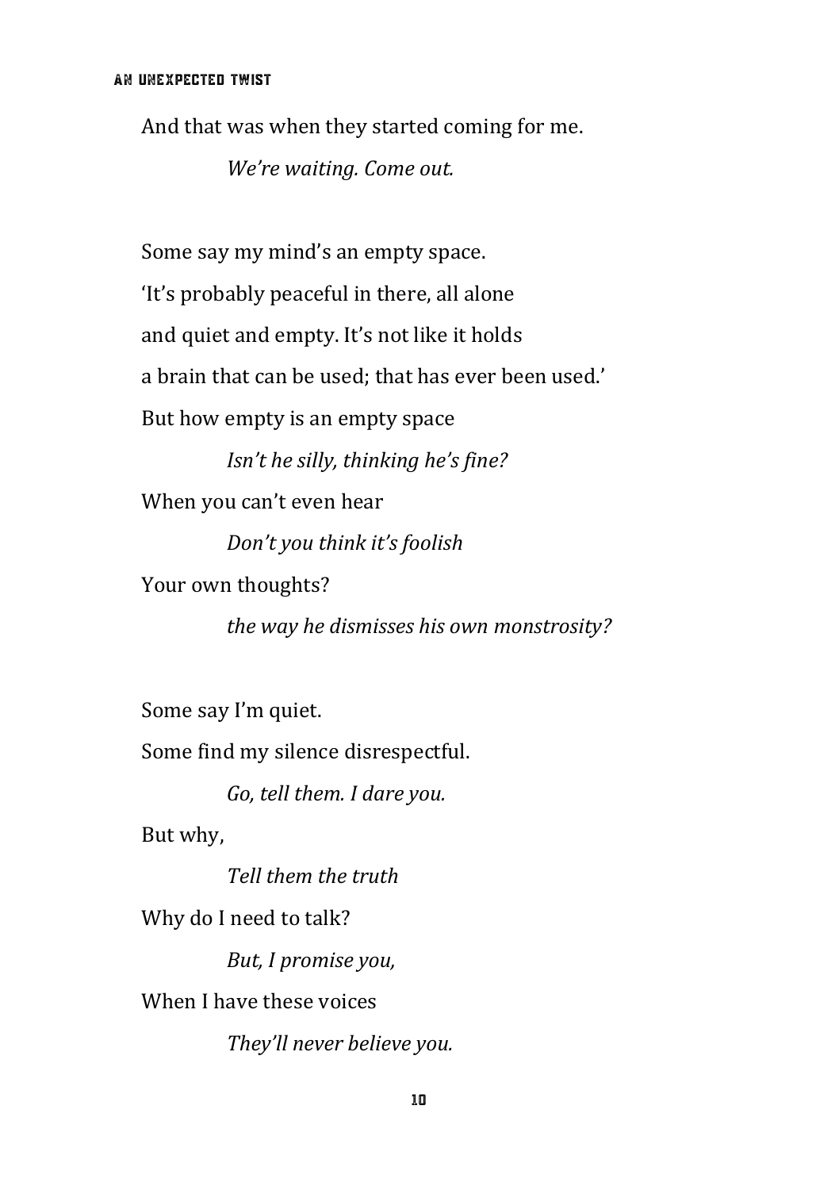And that was when they started coming for me.

> *We're waiting. Come out.*

Some say my mind's an empty space.

'It's probably peaceful in there, all alone

and quiet and empty. It's not like it holds

a brain that can be used; that has ever been used.'

But how empty is an empty space

> *Isn't he silly, thinking he's fine?*

When you can't even hear

> *Don't you think it's foolish*

Your own thoughts?

> *the way he dismisses his own monstrosity?*

Some say I'm quiet.

Some find my silence disrespectful.

> *Go, tell them. I dare you.*

But why,

> *Tell them the truth*

Why do I need to talk?

> *But, I promise you,*

When I have these voices

> *They'll never believe you.*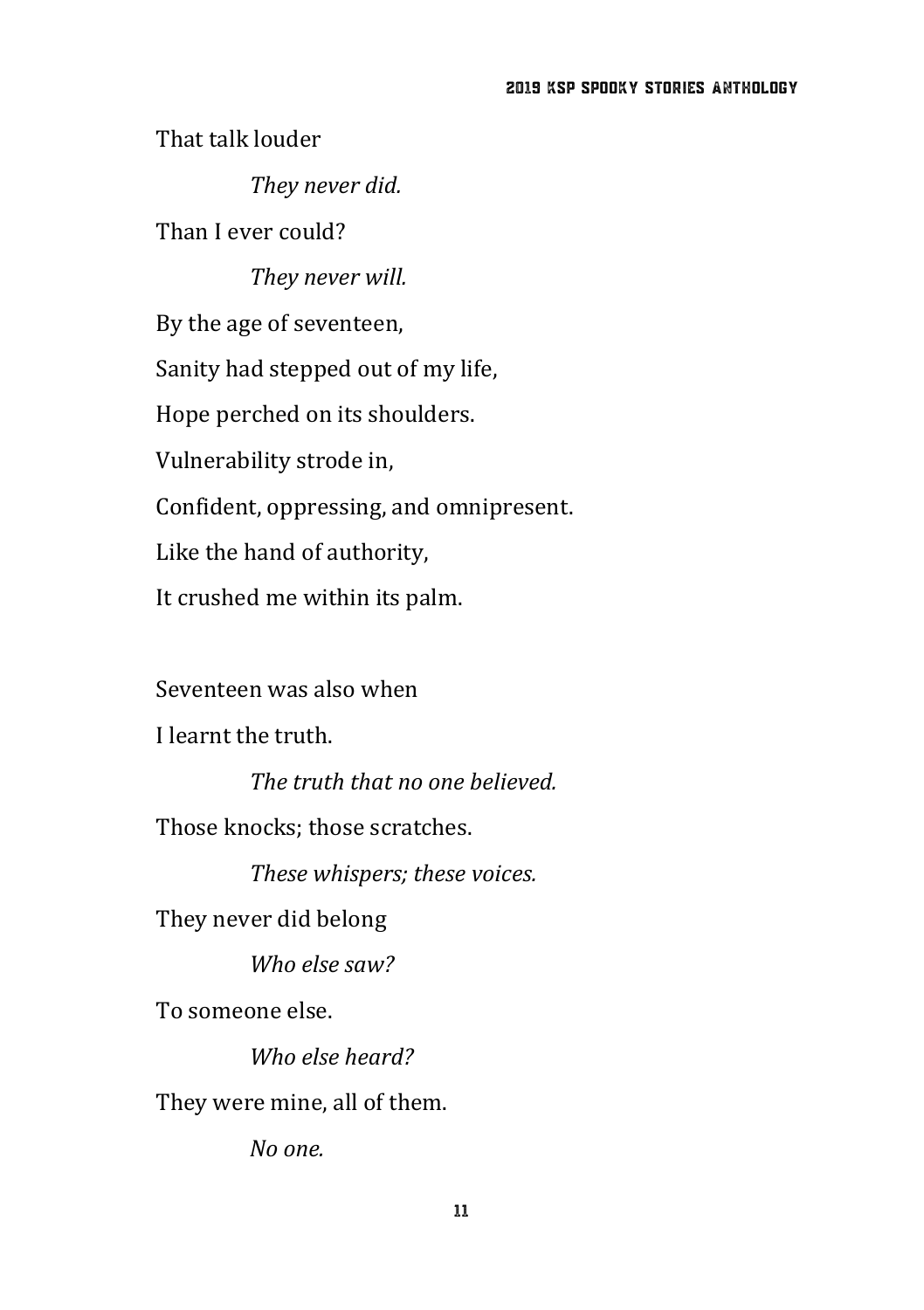That talk louder

*They never did.*

Than I ever could?

*They never will.*

By the age of seventeen,

Sanity had stepped out of my life,

Hope perched on its shoulders.

Vulnerability strode in,

Confident, oppressing, and omnipresent.

Like the hand of authority,

It crushed me within its palm.

Seventeen was also when

I learnt the truth.

*The truth that no one believed.*

Those knocks; those scratches.

*These whispers; these voices.*

They never did belong

*Who else saw?*

To someone else.

*Who else heard?*

They were mine, all of them.

*No one.*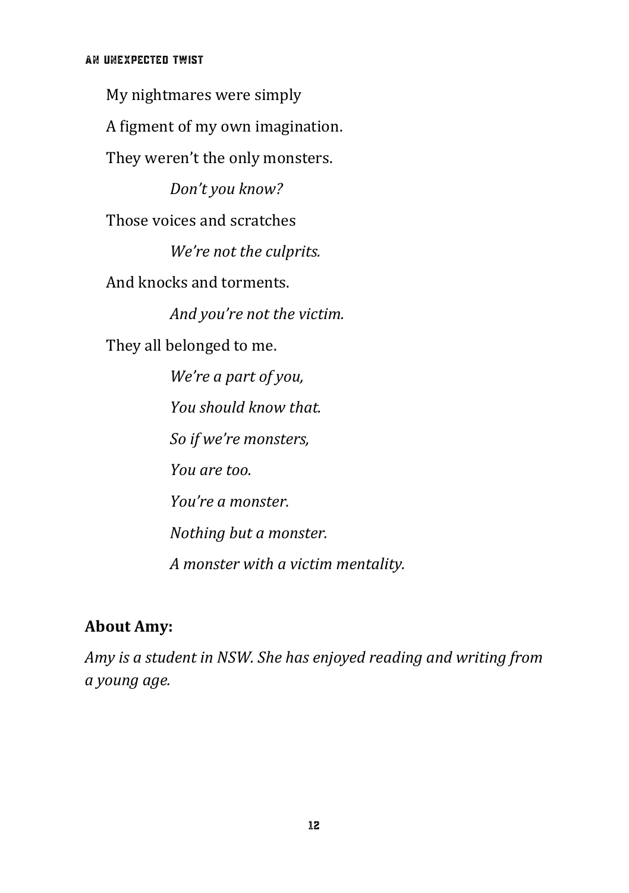My nightmares were simply

A figment of my own imagination.

They weren't the only monsters.

*Don't you know?*

Those voices and scratches

*We're not the culprits.*

And knocks and torments.

*And you're not the victim.*

They all belonged to me.

*We're a part of you,*

*You should know that.*

*So if we're monsters,*

*You are too.*

*You're a monster.*

*Nothing but a monster.*

*A monster with a victim mentality.*

**About Amy:**

*Amy is a student in NSW. She has enjoyed reading and writing from a young age.*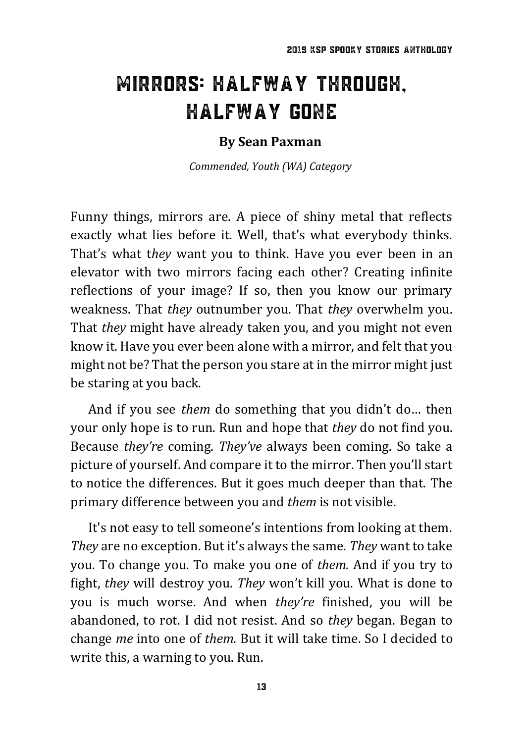# Mirrors: Halfway Through, Halfway Gone

**By Sean Paxman**

*Commended, Youth (WA) Category*

Funny things, mirrors are. A piece of shiny metal that reflects exactly what lies before it. Well, that's what everybody thinks. That's what t*hey* want you to think. Have you ever been in an elevator with two mirrors facing each other? Creating infinite reflections of your image? If so, then you know our primary weakness. That *they* outnumber you. That *they* overwhelm you. That *they* might have already taken you, and you might not even know it. Have you ever been alone with a mirror, and felt that you might not be? That the person you stare at in the mirror might just be staring at you back.

And if you see *them* do something that you didn't do… then your only hope is to run. Run and hope that *they* do not find you. Because *they're* coming. *They've* always been coming. So take a picture of yourself. And compare it to the mirror. Then you'll start to notice the differences. But it goes much deeper than that. The primary difference between you and *them* is not visible.

It's not easy to tell someone's intentions from looking at them. *They* are no exception. But it's always the same. *They* want to take you. To change you. To make you one of *them.* And if you try to fight, *they* will destroy you. *They* won't kill you. What is done to you is much worse. And when *they're* finished, you will be abandoned, to rot. I did not resist. And so *they* began. Began to change *me* into one of *them.* But it will take time. So I decided to write this, a warning to you. Run.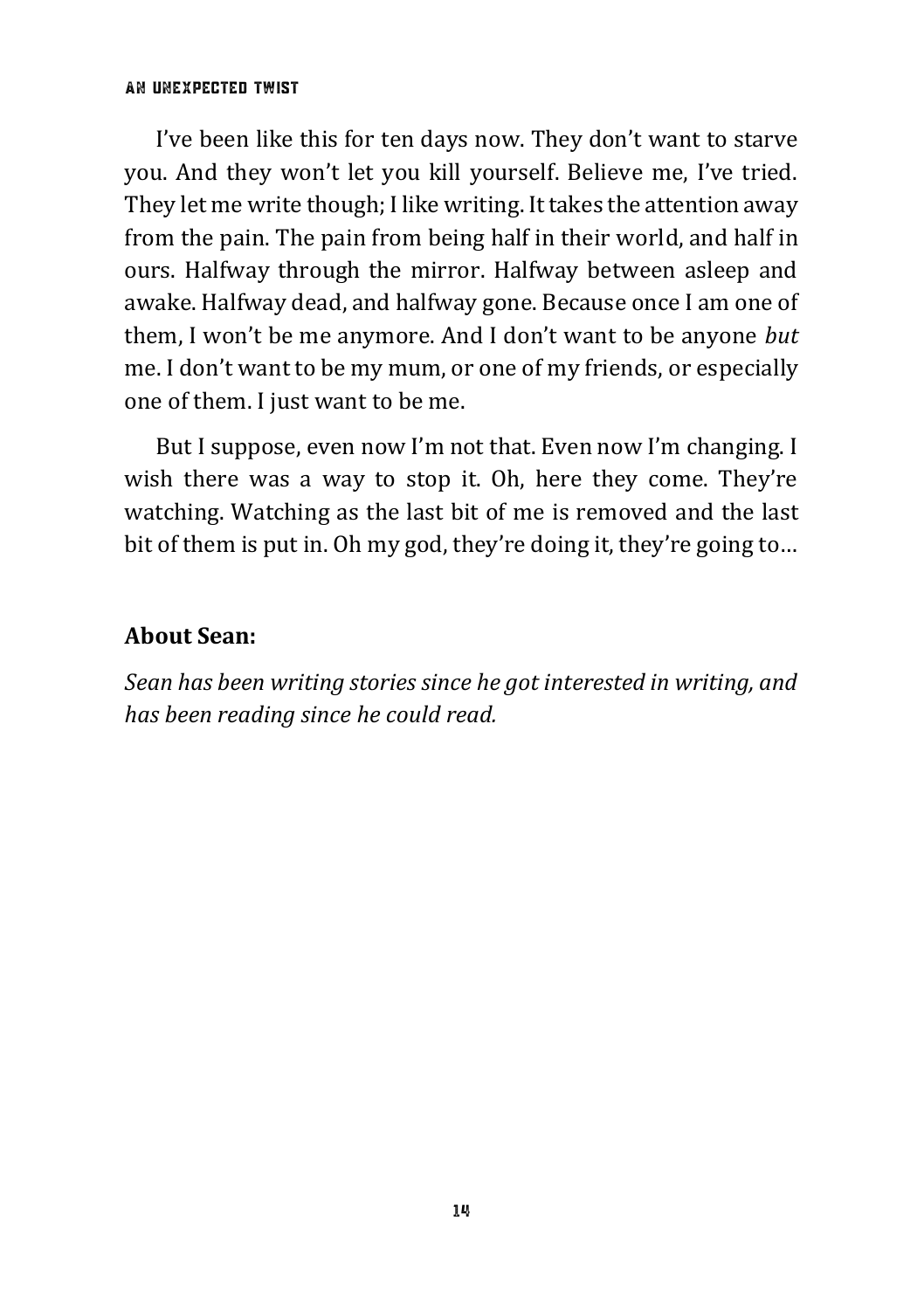I've been like this for ten days now. They don't want to starve you. And they won't let you kill yourself. Believe me, I've tried. They let me write though; I like writing. It takes the attention away from the pain. The pain from being half in their world, and half in ours. Halfway through the mirror. Halfway between asleep and awake. Halfway dead, and halfway gone. Because once I am one of them, I won't be me anymore. And I don't want to be anyone *but* me. I don't want to be my mum, or one of my friends, or especially one of them. I just want to be me.

But I suppose, even now I'm not that. Even now I'm changing. I wish there was a way to stop it. Oh, here they come. They're watching. Watching as the last bit of me is removed and the last bit of them is put in. Oh my god, they're doing it, they're going to…

**About Sean:**

*Sean has been writing stories since he got interested in writing, and has been reading since he could read.*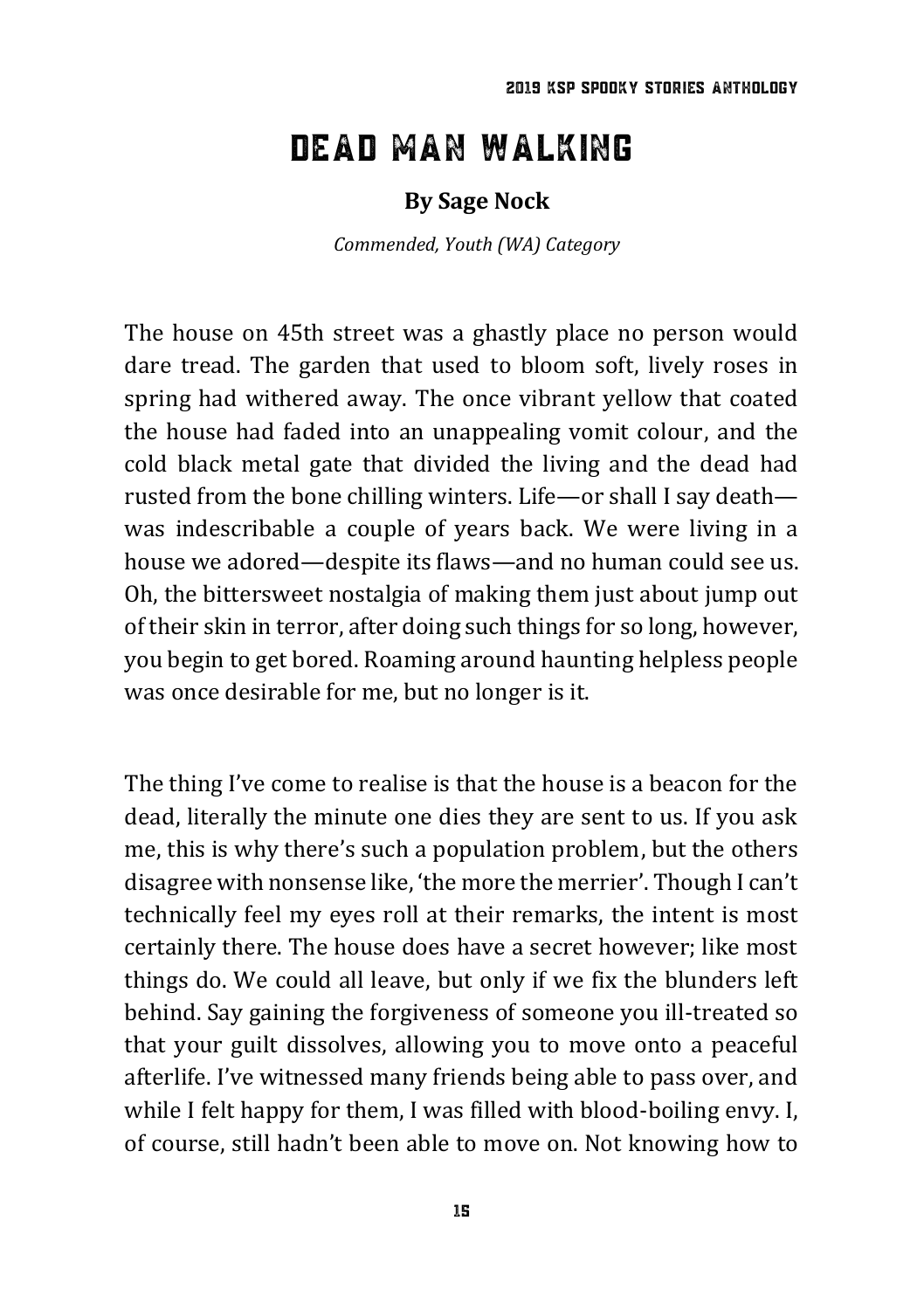# DEAD MAN WALKING

**By Sage Nock**

*Commended, Youth (WA) Category*

The house on 45th street was a ghastly place no person would dare tread. The garden that used to bloom soft, lively roses in spring had withered away. The once vibrant yellow that coated the house had faded into an unappealing vomit colour, and the cold black metal gate that divided the living and the dead had rusted from the bone chilling winters. Life—or shall I say death—was indescribable a couple of years back. We were living in a house we adored—despite its flaws—and no human could see us. Oh, the bittersweet nostalgia of making them just about jump out of their skin in terror, after doing such things for so long, however, you begin to get bored. Roaming around haunting helpless people was once desirable for me, but no longer is it.

The thing I've come to realise is that the house is a beacon for the dead, literally the minute one dies they are sent to us. If you ask me, this is why there's such a population problem, but the others disagree with nonsense like, 'the more the merrier'. Though I can't technically feel my eyes roll at their remarks, the intent is most certainly there. The house does have a secret however; like most things do. We could all leave, but only if we fix the blunders left behind. Say gaining the forgiveness of someone you ill-treated so that your guilt dissolves, allowing you to move onto a peaceful afterlife. I've witnessed many friends being able to pass over, and while I felt happy for them, I was filled with blood-boiling envy. I, of course, still hadn't been able to move on. Not knowing how to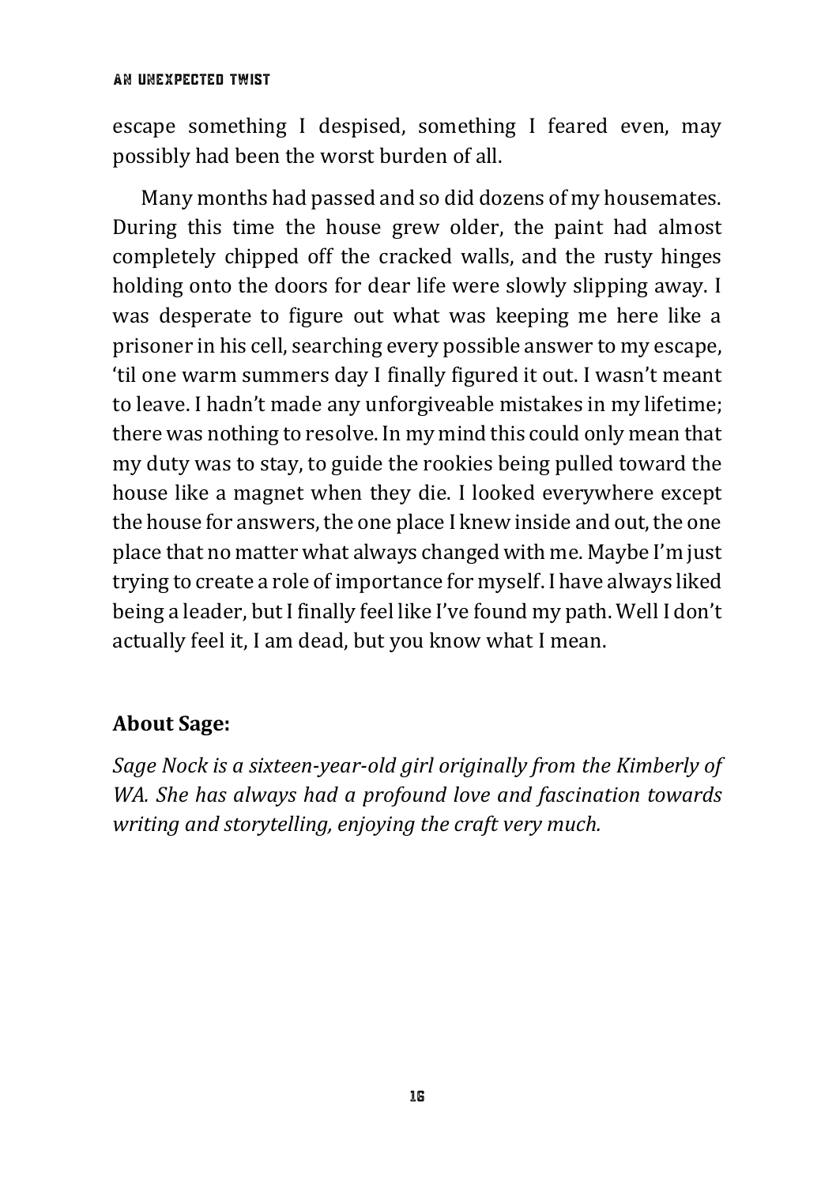escape something I despised, something I feared even, may possibly had been the worst burden of all.

Many months had passed and so did dozens of my housemates. During this time the house grew older, the paint had almost completely chipped off the cracked walls, and the rusty hinges holding onto the doors for dear life were slowly slipping away. I was desperate to figure out what was keeping me here like a prisoner in his cell, searching every possible answer to my escape, 'til one warm summers day I finally figured it out. I wasn't meant to leave. I hadn't made any unforgiveable mistakes in my lifetime; there was nothing to resolve. In my mind this could only mean that my duty was to stay, to guide the rookies being pulled toward the house like a magnet when they die. I looked everywhere except the house for answers, the one place I knew inside and out, the one place that no matter what always changed with me. Maybe I'm just trying to create a role of importance for myself. I have always liked being a leader, but I finally feel like I've found my path. Well I don't actually feel it, I am dead, but you know what I mean.

**About Sage:**

*Sage Nock is a sixteen-year-old girl originally from the Kimberly of WA. She has always had a profound love and fascination towards writing and storytelling, enjoying the craft very much.*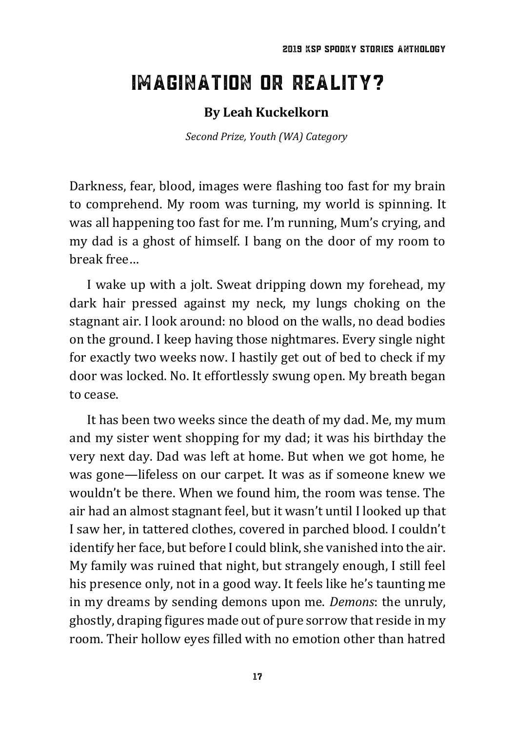# Imagination or Reality?

**By Leah Kuckelkorn**

*Second Prize, Youth (WA) Category*

Darkness, fear, blood, images were flashing too fast for my brain to comprehend. My room was turning, my world is spinning. It was all happening too fast for me. I'm running, Mum's crying, and my dad is a ghost of himself. I bang on the door of my room to break free…

I wake up with a jolt. Sweat dripping down my forehead, my dark hair pressed against my neck, my lungs choking on the stagnant air. I look around: no blood on the walls, no dead bodies on the ground. I keep having those nightmares. Every single night for exactly two weeks now. I hastily get out of bed to check if my door was locked. No. It effortlessly swung open. My breath began to cease.

It has been two weeks since the death of my dad. Me, my mum and my sister went shopping for my dad; it was his birthday the very next day. Dad was left at home. But when we got home, he was gone—lifeless on our carpet. It was as if someone knew we wouldn't be there. When we found him, the room was tense. The air had an almost stagnant feel, but it wasn't until I looked up that I saw her, in tattered clothes, covered in parched blood. I couldn't identify her face, but before I could blink, she vanished into the air. My family was ruined that night, but strangely enough, I still feel his presence only, not in a good way. It feels like he's taunting me in my dreams by sending demons upon me. *Demons*: the unruly, ghostly, draping figures made out of pure sorrow that reside in my room. Their hollow eyes filled with no emotion other than hatred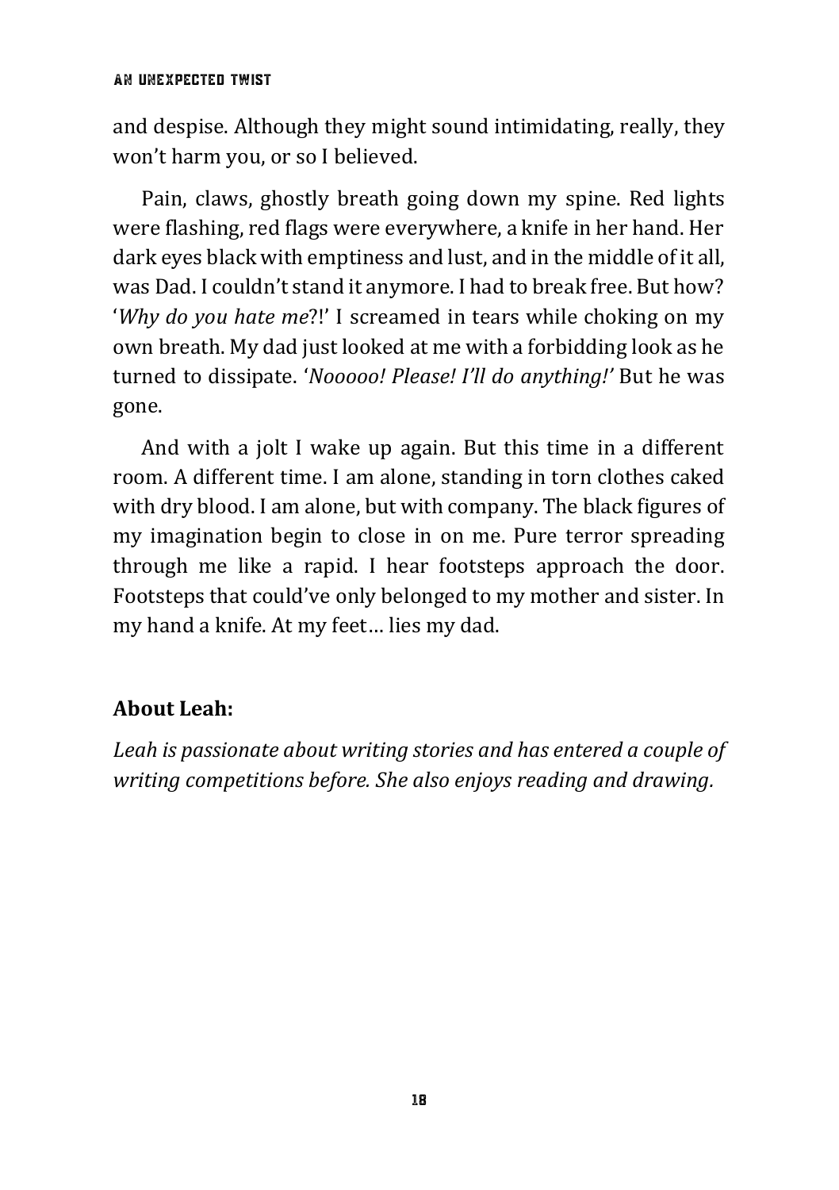and despise. Although they might sound intimidating, really, they won't harm you, or so I believed.

Pain, claws, ghostly breath going down my spine. Red lights were flashing, red flags were everywhere, a knife in her hand. Her dark eyes black with emptiness and lust, and in the middle of it all, was Dad. I couldn't stand it anymore. I had to break free. But how? '*Why do you hate me*?!' I screamed in tears while choking on my own breath. My dad just looked at me with a forbidding look as he turned to dissipate. '*Nooooo! Please! I'll do anything!'* But he was gone.

And with a jolt I wake up again. But this time in a different room. A different time. I am alone, standing in torn clothes caked with dry blood. I am alone, but with company. The black figures of my imagination begin to close in on me. Pure terror spreading through me like a rapid. I hear footsteps approach the door. Footsteps that could've only belonged to my mother and sister. In my hand a knife. At my feet… lies my dad.

**About Leah:**

*Leah is passionate about writing stories and has entered a couple of writing competitions before. She also enjoys reading and drawing.*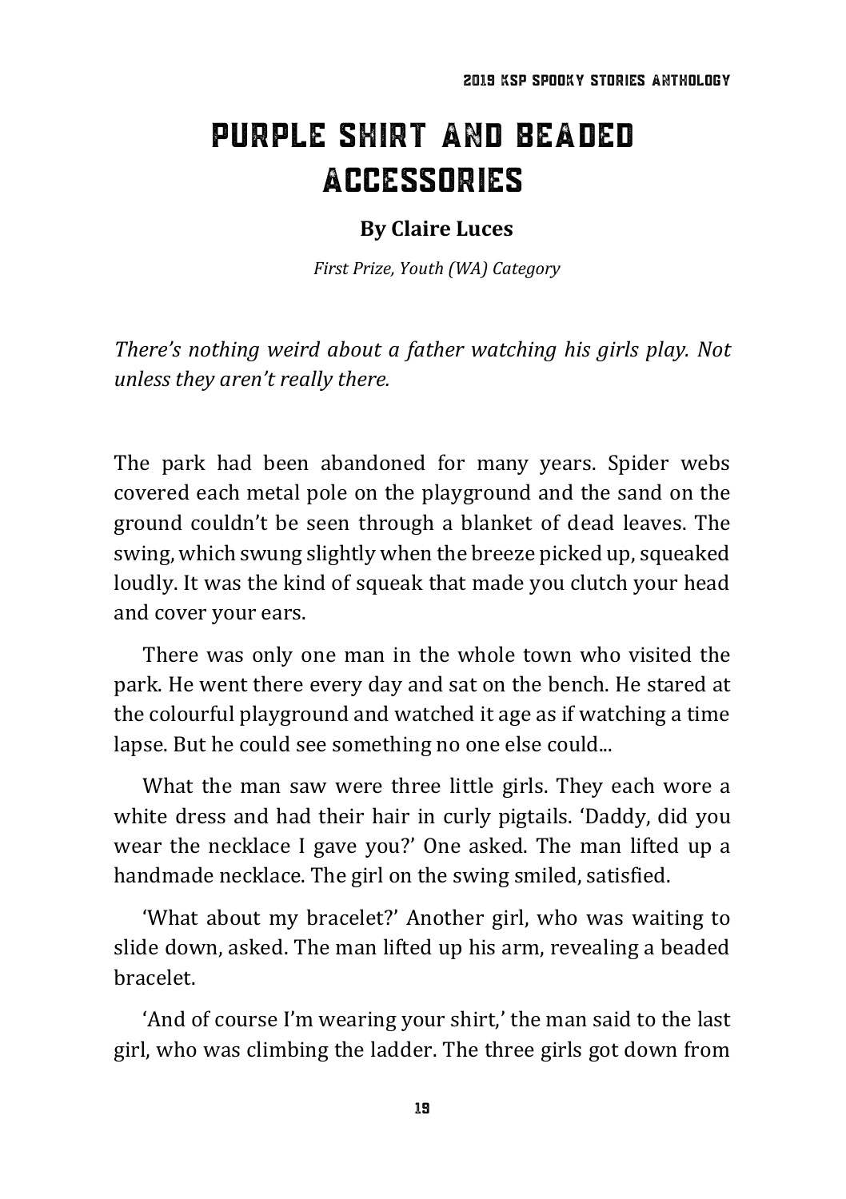# Purple Shirt and Beaded Accessories

**By Claire Luces**

*First Prize, Youth (WA) Category*

*There's nothing weird about a father watching his girls play. Not unless they aren't really there.*

The park had been abandoned for many years. Spider webs covered each metal pole on the playground and the sand on the ground couldn't be seen through a blanket of dead leaves. The swing, which swung slightly when the breeze picked up, squeaked loudly. It was the kind of squeak that made you clutch your head and cover your ears.

There was only one man in the whole town who visited the park. He went there every day and sat on the bench. He stared at the colourful playground and watched it age as if watching a time lapse. But he could see something no one else could...

What the man saw were three little girls. They each wore a white dress and had their hair in curly pigtails. 'Daddy, did you wear the necklace I gave you?' One asked. The man lifted up a handmade necklace. The girl on the swing smiled, satisfied.

'What about my bracelet?' Another girl, who was waiting to slide down, asked. The man lifted up his arm, revealing a beaded bracelet.

'And of course I'm wearing your shirt,' the man said to the last girl, who was climbing the ladder. The three girls got down from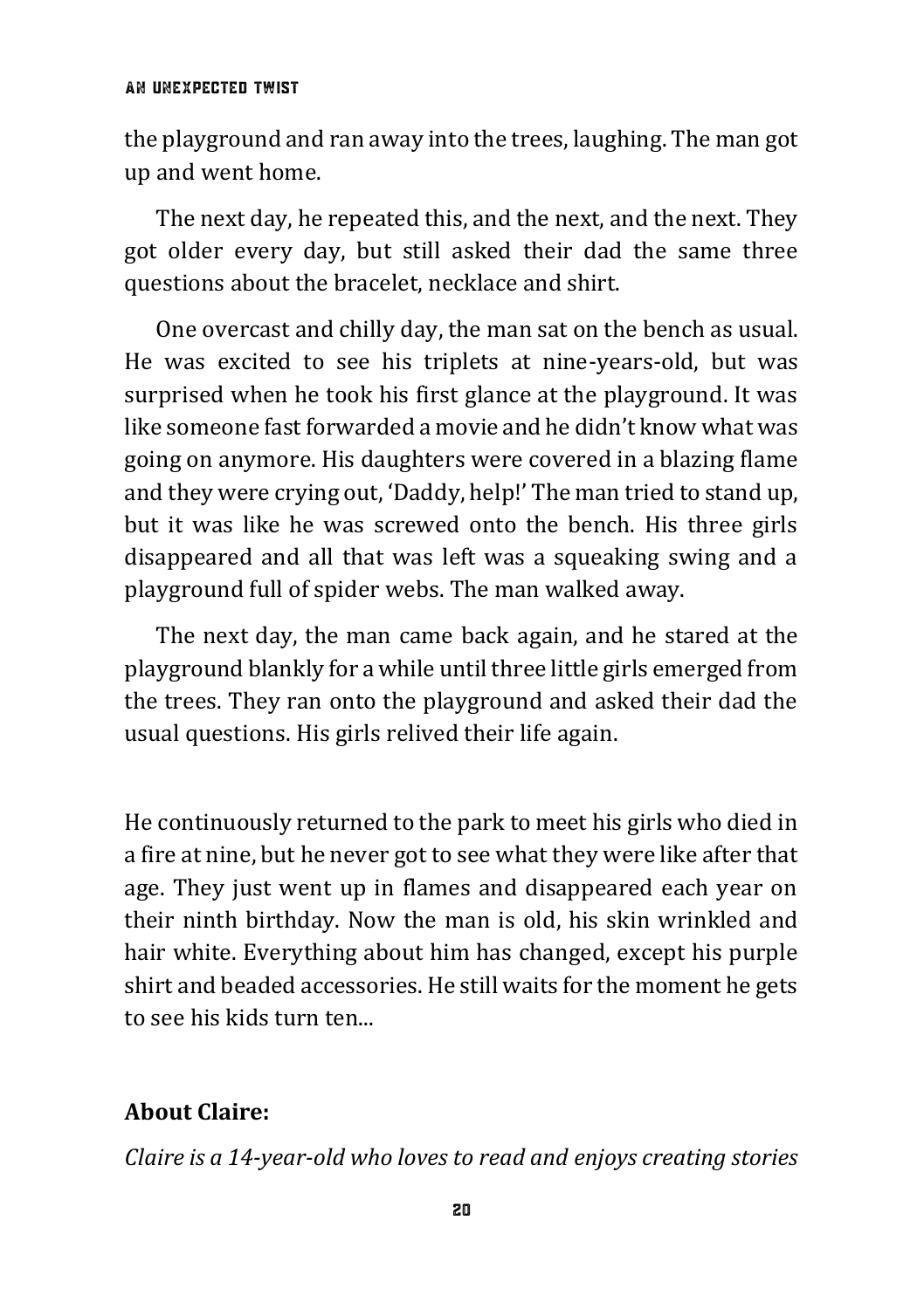the playground and ran away into the trees, laughing. The man got up and went home.

The next day, he repeated this, and the next, and the next. They got older every day, but still asked their dad the same three questions about the bracelet, necklace and shirt.

One overcast and chilly day, the man sat on the bench as usual. He was excited to see his triplets at nine-years-old, but was surprised when he took his first glance at the playground. It was like someone fast forwarded a movie and he didn't know what was going on anymore. His daughters were covered in a blazing flame and they were crying out, 'Daddy, help!' The man tried to stand up, but it was like he was screwed onto the bench. His three girls disappeared and all that was left was a squeaking swing and a playground full of spider webs. The man walked away.

The next day, the man came back again, and he stared at the playground blankly for a while until three little girls emerged from the trees. They ran onto the playground and asked their dad the usual questions. His girls relived their life again.

He continuously returned to the park to meet his girls who died in a fire at nine, but he never got to see what they were like after that age. They just went up in flames and disappeared each year on their ninth birthday. Now the man is old, his skin wrinkled and hair white. Everything about him has changed, except his purple shirt and beaded accessories. He still waits for the moment he gets to see his kids turn ten...

**About Claire:**

*Claire is a 14-year-old who loves to read and enjoys creating stories*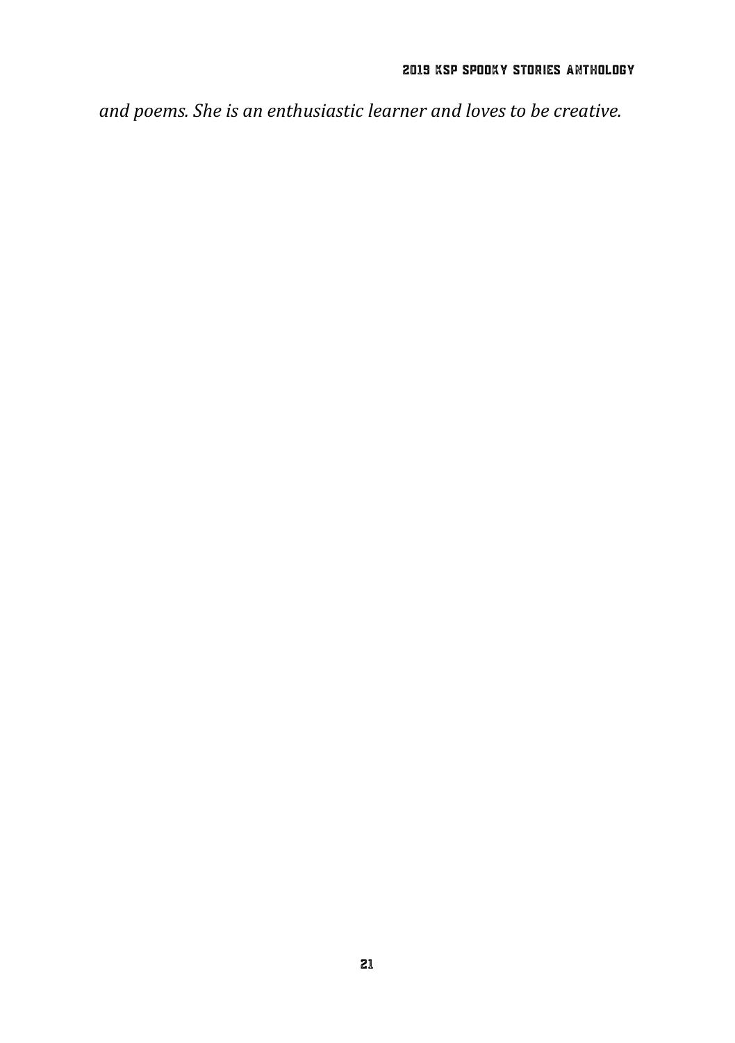*and poems. She is an enthusiastic learner and loves to be creative.*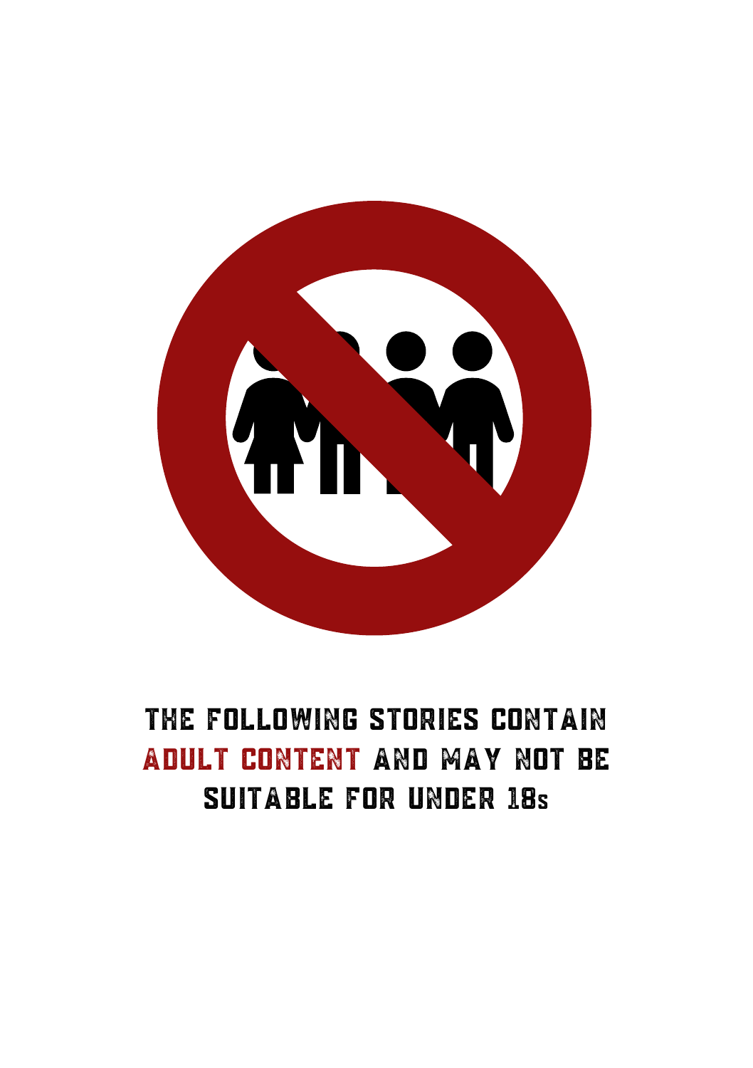THE FOLLOWING STORIES CONTAIN ADULT CONTENT AND MAY NOT BE SUITABLE FOR UNDER 18s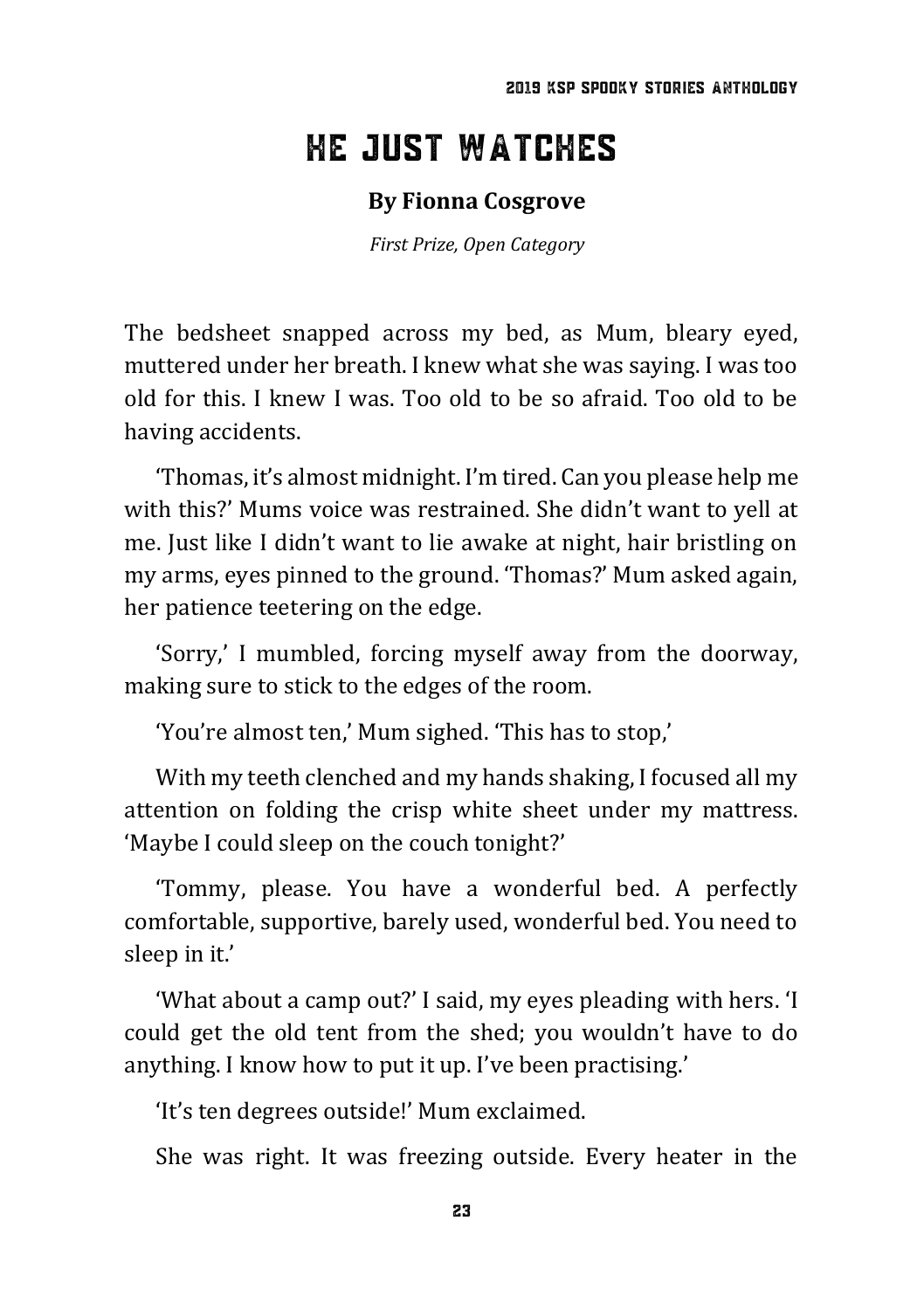# HE JUST WATCHES

**By Fionna Cosgrove**

*First Prize, Open Category*

The bedsheet snapped across my bed, as Mum, bleary eyed, muttered under her breath. I knew what she was saying. I was too old for this. I knew I was. Too old to be so afraid. Too old to be having accidents.

'Thomas, it's almost midnight. I'm tired. Can you please help me with this?' Mums voice was restrained. She didn't want to yell at me. Just like I didn't want to lie awake at night, hair bristling on my arms, eyes pinned to the ground. 'Thomas?' Mum asked again, her patience teetering on the edge.

'Sorry,' I mumbled, forcing myself away from the doorway, making sure to stick to the edges of the room.

'You're almost ten,' Mum sighed. 'This has to stop,'

With my teeth clenched and my hands shaking, I focused all my attention on folding the crisp white sheet under my mattress. 'Maybe I could sleep on the couch tonight?'

'Tommy, please. You have a wonderful bed. A perfectly comfortable, supportive, barely used, wonderful bed. You need to sleep in it.'

'What about a camp out?' I said, my eyes pleading with hers. 'I could get the old tent from the shed; you wouldn't have to do anything. I know how to put it up. I've been practising.'

'It's ten degrees outside!' Mum exclaimed.

She was right. It was freezing outside. Every heater in the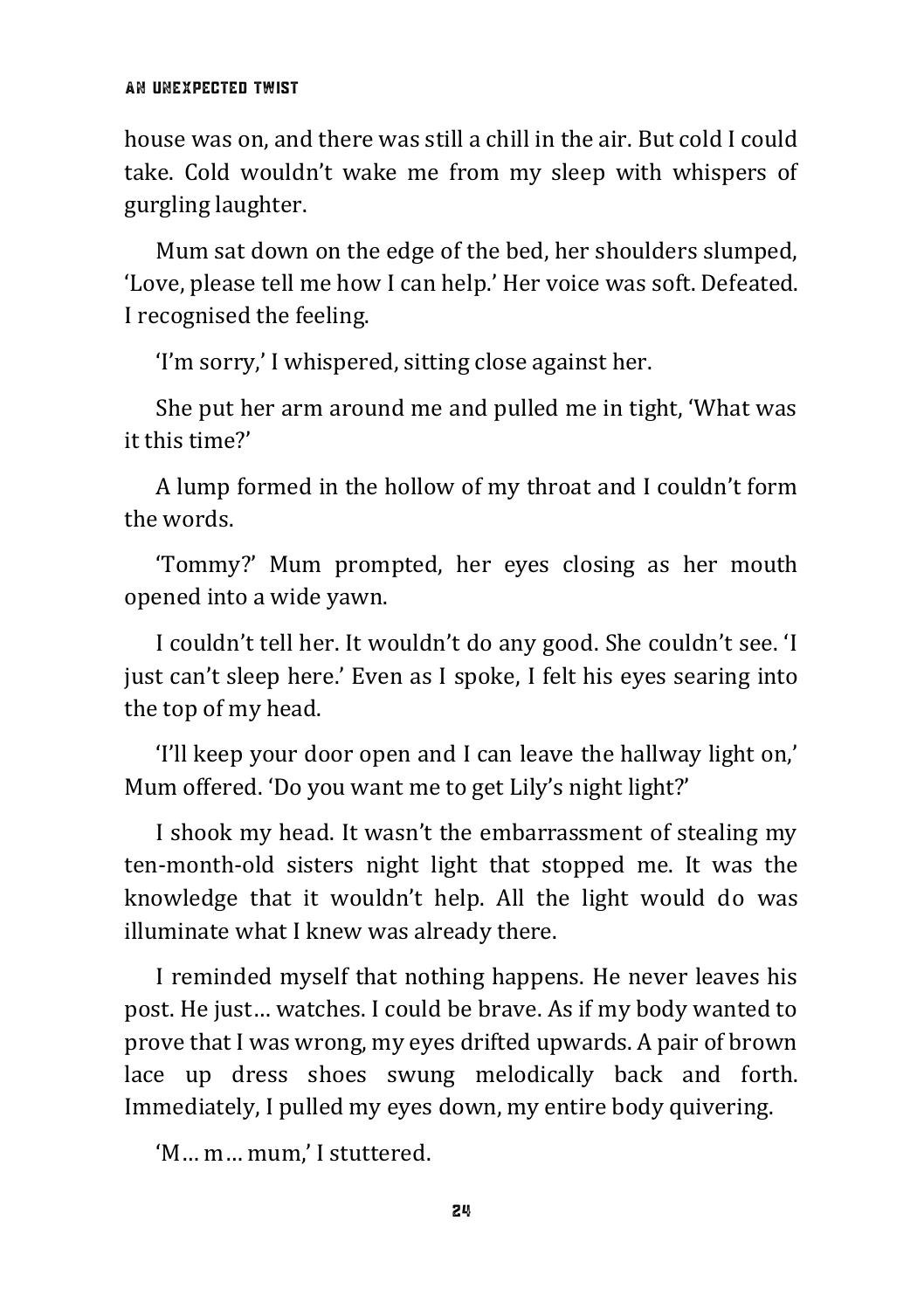house was on, and there was still a chill in the air. But cold I could take. Cold wouldn't wake me from my sleep with whispers of gurgling laughter.

Mum sat down on the edge of the bed, her shoulders slumped, 'Love, please tell me how I can help.' Her voice was soft. Defeated. I recognised the feeling.

'I'm sorry,' I whispered, sitting close against her.

She put her arm around me and pulled me in tight, 'What was it this time?'

A lump formed in the hollow of my throat and I couldn't form the words.

'Tommy?' Mum prompted, her eyes closing as her mouth opened into a wide yawn.

I couldn't tell her. It wouldn't do any good. She couldn't see. 'I just can't sleep here.' Even as I spoke, I felt his eyes searing into the top of my head.

'I'll keep your door open and I can leave the hallway light on,' Mum offered. 'Do you want me to get Lily's night light?'

I shook my head. It wasn't the embarrassment of stealing my ten-month-old sisters night light that stopped me. It was the knowledge that it wouldn't help. All the light would do was illuminate what I knew was already there.

I reminded myself that nothing happens. He never leaves his post. He just… watches. I could be brave. As if my body wanted to prove that I was wrong, my eyes drifted upwards. A pair of brown lace up dress shoes swung melodically back and forth. Immediately, I pulled my eyes down, my entire body quivering.

'M… m… mum,' I stuttered.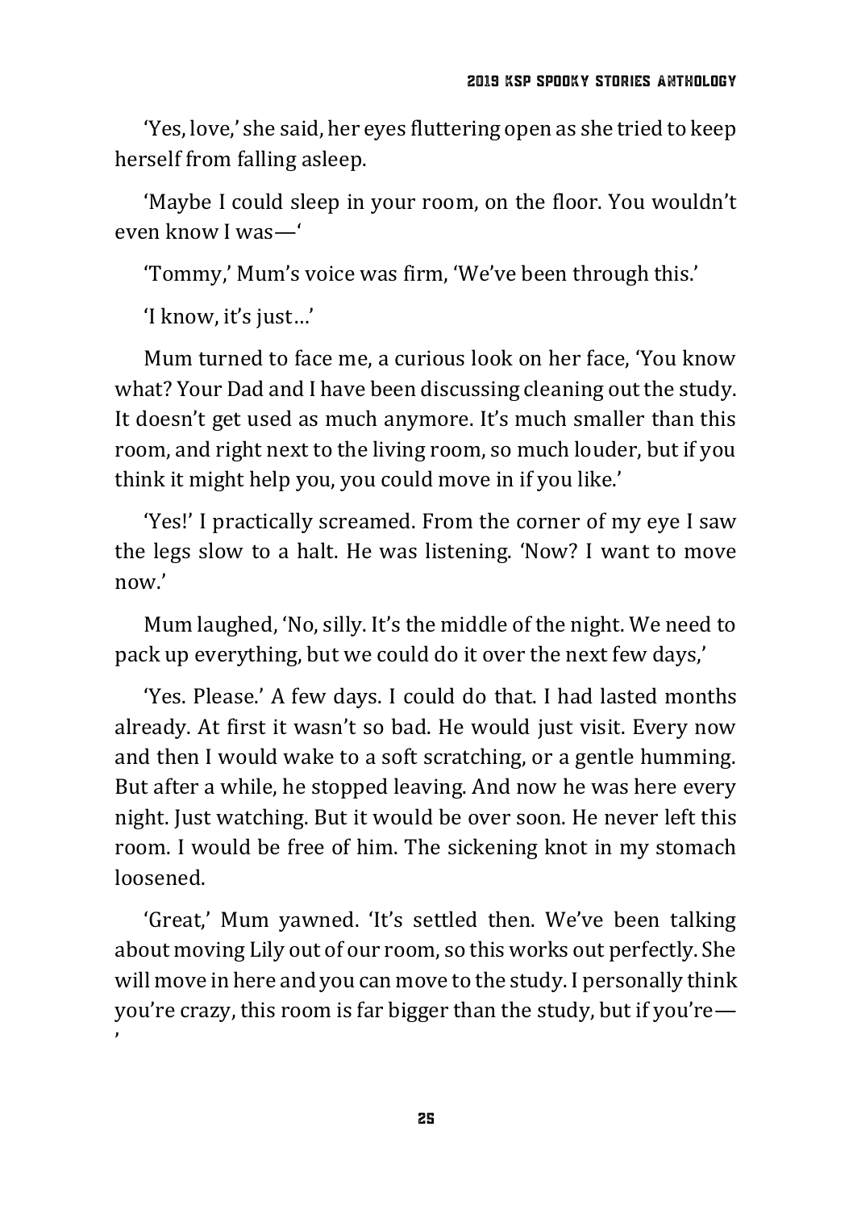'Yes, love,' she said, her eyes fluttering open as she tried to keep herself from falling asleep.

'Maybe I could sleep in your room, on the floor. You wouldn't even know I was—'

'Tommy,' Mum's voice was firm, 'We've been through this.'

'I know, it's just…'

Mum turned to face me, a curious look on her face, 'You know what? Your Dad and I have been discussing cleaning out the study. It doesn't get used as much anymore. It's much smaller than this room, and right next to the living room, so much louder, but if you think it might help you, you could move in if you like.'

'Yes!' I practically screamed. From the corner of my eye I saw the legs slow to a halt. He was listening. 'Now? I want to move now.'

Mum laughed, 'No, silly. It's the middle of the night. We need to pack up everything, but we could do it over the next few days,'

'Yes. Please.' A few days. I could do that. I had lasted months already. At first it wasn't so bad. He would just visit. Every now and then I would wake to a soft scratching, or a gentle humming. But after a while, he stopped leaving. And now he was here every night. Just watching. But it would be over soon. He never left this room. I would be free of him. The sickening knot in my stomach loosened.

'Great,' Mum yawned. 'It's settled then. We've been talking about moving Lily out of our room, so this works out perfectly. She will move in here and you can move to the study. I personally think you're crazy, this room is far bigger than the study, but if you're—'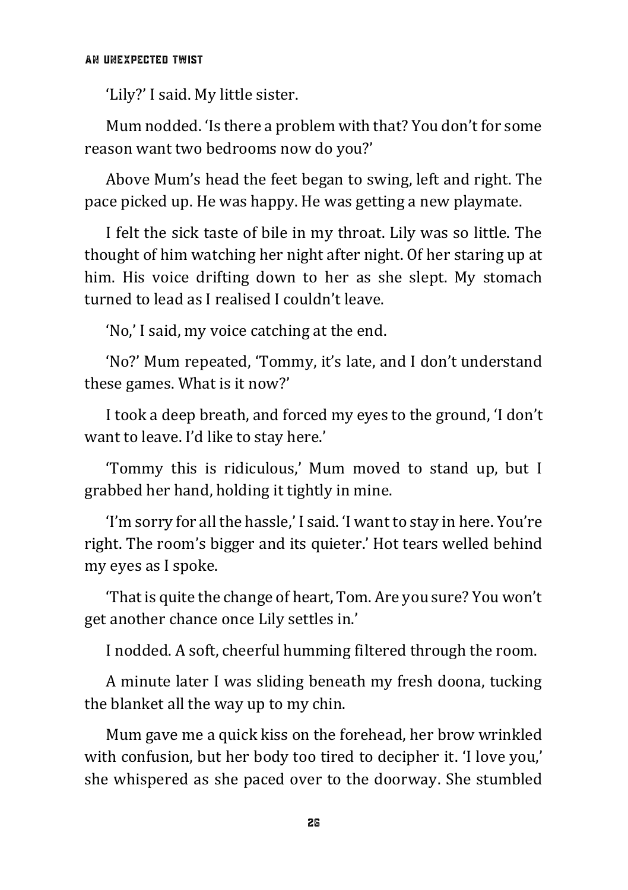'Lily?' I said. My little sister.

Mum nodded. 'Is there a problem with that? You don't for some reason want two bedrooms now do you?'

Above Mum's head the feet began to swing, left and right. The pace picked up. He was happy. He was getting a new playmate.

I felt the sick taste of bile in my throat. Lily was so little. The thought of him watching her night after night. Of her staring up at him. His voice drifting down to her as she slept. My stomach turned to lead as I realised I couldn't leave.

'No,' I said, my voice catching at the end.

'No?' Mum repeated, 'Tommy, it's late, and I don't understand these games. What is it now?'

I took a deep breath, and forced my eyes to the ground, 'I don't want to leave. I'd like to stay here.'

'Tommy this is ridiculous,' Mum moved to stand up, but I grabbed her hand, holding it tightly in mine.

'I'm sorry for all the hassle,' I said. 'I want to stay in here. You're right. The room's bigger and its quieter.' Hot tears welled behind my eyes as I spoke.

'That is quite the change of heart, Tom. Are you sure? You won't get another chance once Lily settles in.'

I nodded. A soft, cheerful humming filtered through the room.

A minute later I was sliding beneath my fresh doona, tucking the blanket all the way up to my chin.

Mum gave me a quick kiss on the forehead, her brow wrinkled with confusion, but her body too tired to decipher it. 'I love you,' she whispered as she paced over to the doorway. She stumbled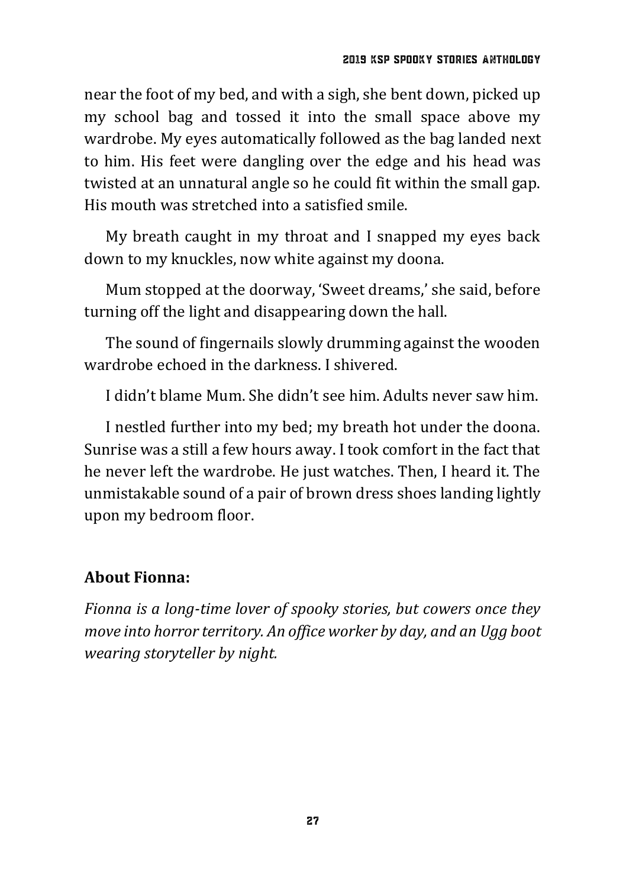near the foot of my bed, and with a sigh, she bent down, picked up my school bag and tossed it into the small space above my wardrobe. My eyes automatically followed as the bag landed next to him. His feet were dangling over the edge and his head was twisted at an unnatural angle so he could fit within the small gap. His mouth was stretched into a satisfied smile.

My breath caught in my throat and I snapped my eyes back down to my knuckles, now white against my doona.

Mum stopped at the doorway, 'Sweet dreams,' she said, before turning off the light and disappearing down the hall.

The sound of fingernails slowly drumming against the wooden wardrobe echoed in the darkness. I shivered.

I didn't blame Mum. She didn't see him. Adults never saw him.

I nestled further into my bed; my breath hot under the doona. Sunrise was a still a few hours away. I took comfort in the fact that he never left the wardrobe. He just watches. Then, I heard it. The unmistakable sound of a pair of brown dress shoes landing lightly upon my bedroom floor.

**About Fionna:**

*Fionna is a long-time lover of spooky stories, but cowers once they move into horror territory. An office worker by day, and an Ugg boot wearing storyteller by night.*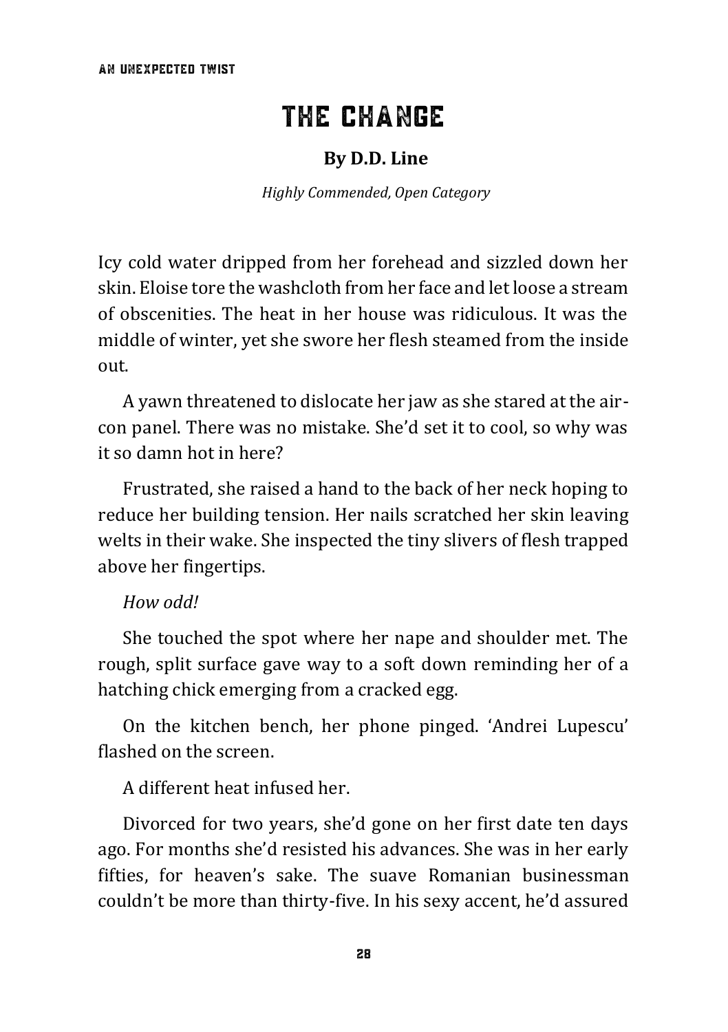# THE CHANGE

**By D.D. Line**

*Highly Commended, Open Category*

Icy cold water dripped from her forehead and sizzled down her skin. Eloise tore the washcloth from her face and let loose a stream of obscenities. The heat in her house was ridiculous. It was the middle of winter, yet she swore her flesh steamed from the inside out.

A yawn threatened to dislocate her jaw as she stared at the air-con panel. There was no mistake. She'd set it to cool, so why was it so damn hot in here?

Frustrated, she raised a hand to the back of her neck hoping to reduce her building tension. Her nails scratched her skin leaving welts in their wake. She inspected the tiny slivers of flesh trapped above her fingertips.

*How odd!*

She touched the spot where her nape and shoulder met. The rough, split surface gave way to a soft down reminding her of a hatching chick emerging from a cracked egg.

On the kitchen bench, her phone pinged. 'Andrei Lupescu' flashed on the screen.

A different heat infused her.

Divorced for two years, she'd gone on her first date ten days ago. For months she'd resisted his advances. She was in her early fifties, for heaven's sake. The suave Romanian businessman couldn't be more than thirty-five. In his sexy accent, he'd assured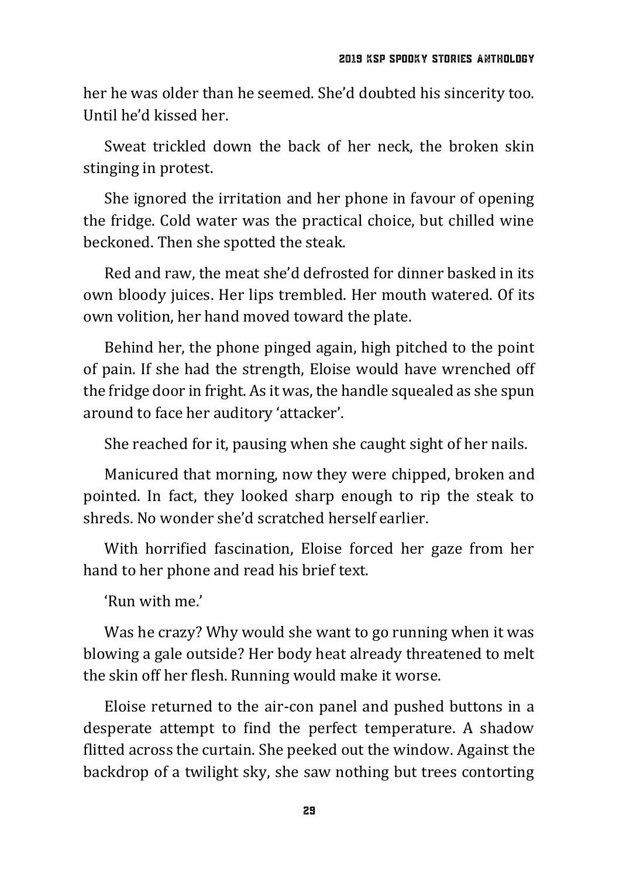her he was older than he seemed. She'd doubted his sincerity too. Until he'd kissed her.

Sweat trickled down the back of her neck, the broken skin stinging in protest.

She ignored the irritation and her phone in favour of opening the fridge. Cold water was the practical choice, but chilled wine beckoned. Then she spotted the steak.

Red and raw, the meat she'd defrosted for dinner basked in its own bloody juices. Her lips trembled. Her mouth watered. Of its own volition, her hand moved toward the plate.

Behind her, the phone pinged again, high pitched to the point of pain. If she had the strength, Eloise would have wrenched off the fridge door in fright. As it was, the handle squealed as she spun around to face her auditory 'attacker'.

She reached for it, pausing when she caught sight of her nails.

Manicured that morning, now they were chipped, broken and pointed. In fact, they looked sharp enough to rip the steak to shreds. No wonder she'd scratched herself earlier.

With horrified fascination, Eloise forced her gaze from her hand to her phone and read his brief text.

'Run with me.'

Was he crazy? Why would she want to go running when it was blowing a gale outside? Her body heat already threatened to melt the skin off her flesh. Running would make it worse.

Eloise returned to the air-con panel and pushed buttons in a desperate attempt to find the perfect temperature. A shadow flitted across the curtain. She peeked out the window. Against the backdrop of a twilight sky, she saw nothing but trees contorting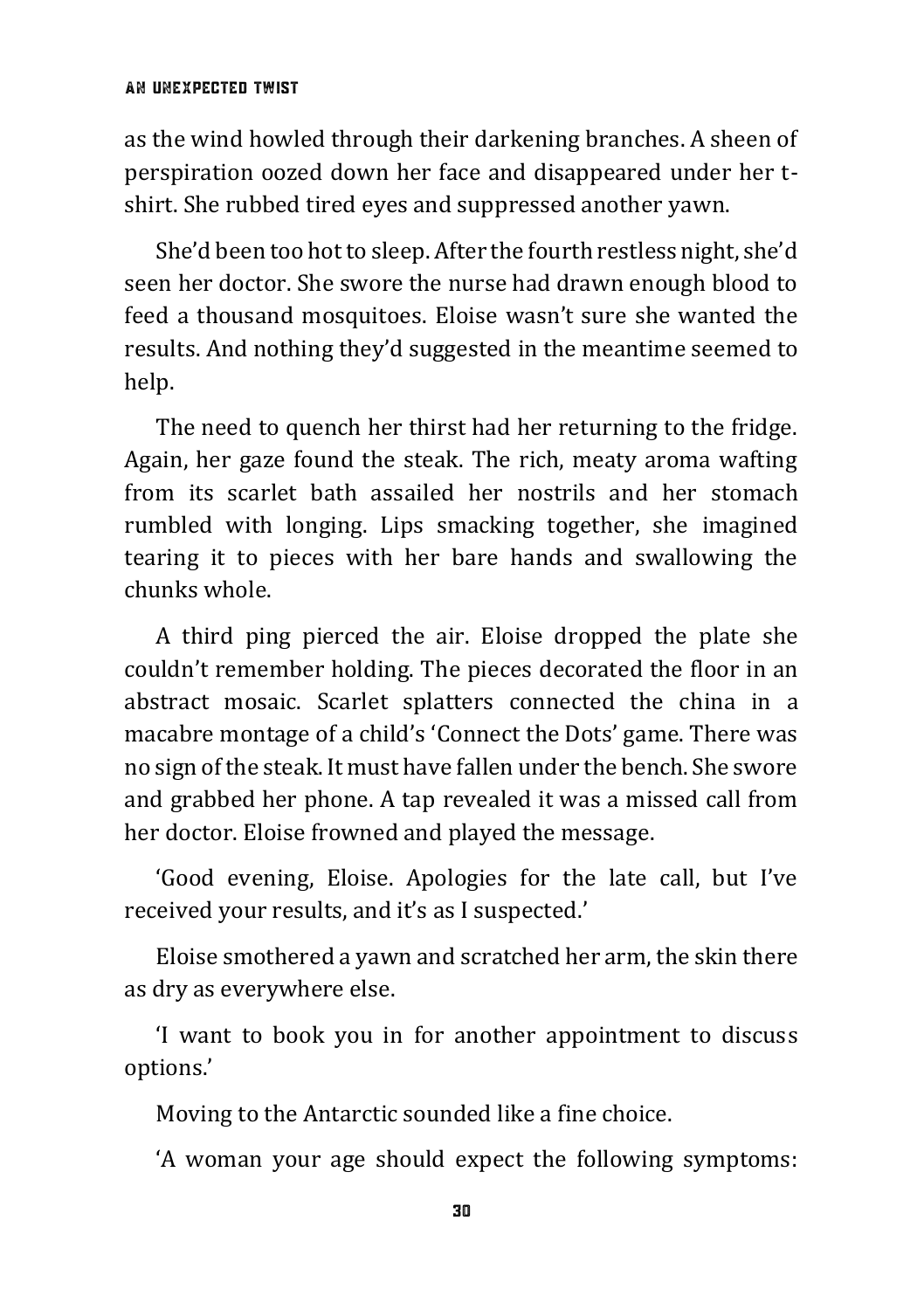as the wind howled through their darkening branches. A sheen of perspiration oozed down her face and disappeared under her t-shirt. She rubbed tired eyes and suppressed another yawn.

She'd been too hot to sleep. After the fourth restless night, she'd seen her doctor. She swore the nurse had drawn enough blood to feed a thousand mosquitoes. Eloise wasn't sure she wanted the results. And nothing they'd suggested in the meantime seemed to help.

The need to quench her thirst had her returning to the fridge. Again, her gaze found the steak. The rich, meaty aroma wafting from its scarlet bath assailed her nostrils and her stomach rumbled with longing. Lips smacking together, she imagined tearing it to pieces with her bare hands and swallowing the chunks whole.

A third ping pierced the air. Eloise dropped the plate she couldn't remember holding. The pieces decorated the floor in an abstract mosaic. Scarlet splatters connected the china in a macabre montage of a child's 'Connect the Dots' game. There was no sign of the steak. It must have fallen under the bench. She swore and grabbed her phone. A tap revealed it was a missed call from her doctor. Eloise frowned and played the message.

'Good evening, Eloise. Apologies for the late call, but I've received your results, and it's as I suspected.'

Eloise smothered a yawn and scratched her arm, the skin there as dry as everywhere else.

'I want to book you in for another appointment to discuss options.'

Moving to the Antarctic sounded like a fine choice.

'A woman your age should expect the following symptoms: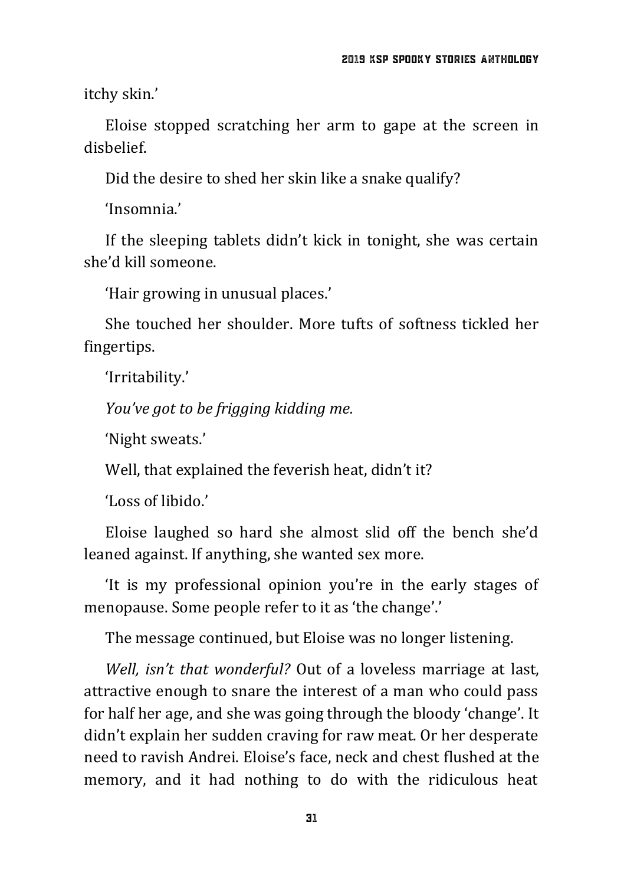itchy skin.'

Eloise stopped scratching her arm to gape at the screen in disbelief.

Did the desire to shed her skin like a snake qualify?

'Insomnia.'

If the sleeping tablets didn't kick in tonight, she was certain she'd kill someone.

'Hair growing in unusual places.'

She touched her shoulder. More tufts of softness tickled her fingertips.

'Irritability.'

*You've got to be frigging kidding me.*

'Night sweats.'

Well, that explained the feverish heat, didn't it?

'Loss of libido.'

Eloise laughed so hard she almost slid off the bench she'd leaned against. If anything, she wanted sex more.

'It is my professional opinion you're in the early stages of menopause. Some people refer to it as 'the change'.'

The message continued, but Eloise was no longer listening.

*Well, isn't that wonderful?* Out of a loveless marriage at last, attractive enough to snare the interest of a man who could pass for half her age, and she was going through the bloody 'change'. It didn't explain her sudden craving for raw meat. Or her desperate need to ravish Andrei. Eloise's face, neck and chest flushed at the memory, and it had nothing to do with the ridiculous heat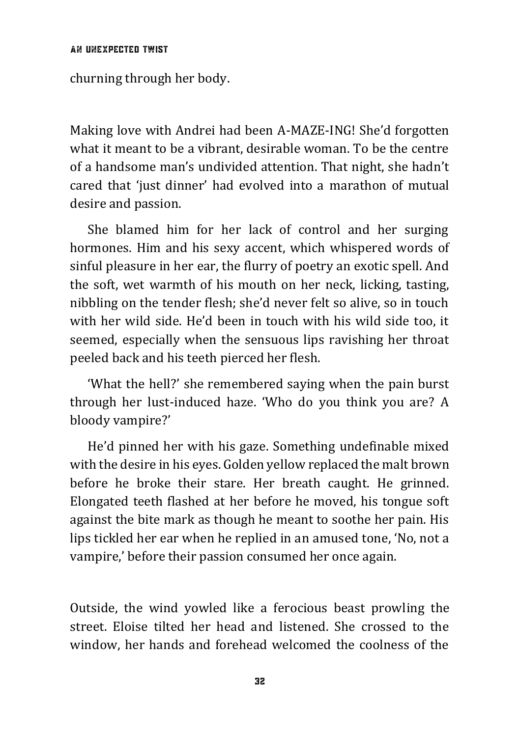churning through her body.

Making love with Andrei had been A-MAZE-ING! She'd forgotten what it meant to be a vibrant, desirable woman. To be the centre of a handsome man's undivided attention. That night, she hadn't cared that 'just dinner' had evolved into a marathon of mutual desire and passion.

She blamed him for her lack of control and her surging hormones. Him and his sexy accent, which whispered words of sinful pleasure in her ear, the flurry of poetry an exotic spell. And the soft, wet warmth of his mouth on her neck, licking, tasting, nibbling on the tender flesh; she'd never felt so alive, so in touch with her wild side. He'd been in touch with his wild side too, it seemed, especially when the sensuous lips ravishing her throat peeled back and his teeth pierced her flesh.

'What the hell?' she remembered saying when the pain burst through her lust-induced haze. 'Who do you think you are? A bloody vampire?'

He'd pinned her with his gaze. Something undefinable mixed with the desire in his eyes. Golden yellow replaced the malt brown before he broke their stare. Her breath caught. He grinned. Elongated teeth flashed at her before he moved, his tongue soft against the bite mark as though he meant to soothe her pain. His lips tickled her ear when he replied in an amused tone, 'No, not a vampire,' before their passion consumed her once again.

Outside, the wind yowled like a ferocious beast prowling the street. Eloise tilted her head and listened. She crossed to the window, her hands and forehead welcomed the coolness of the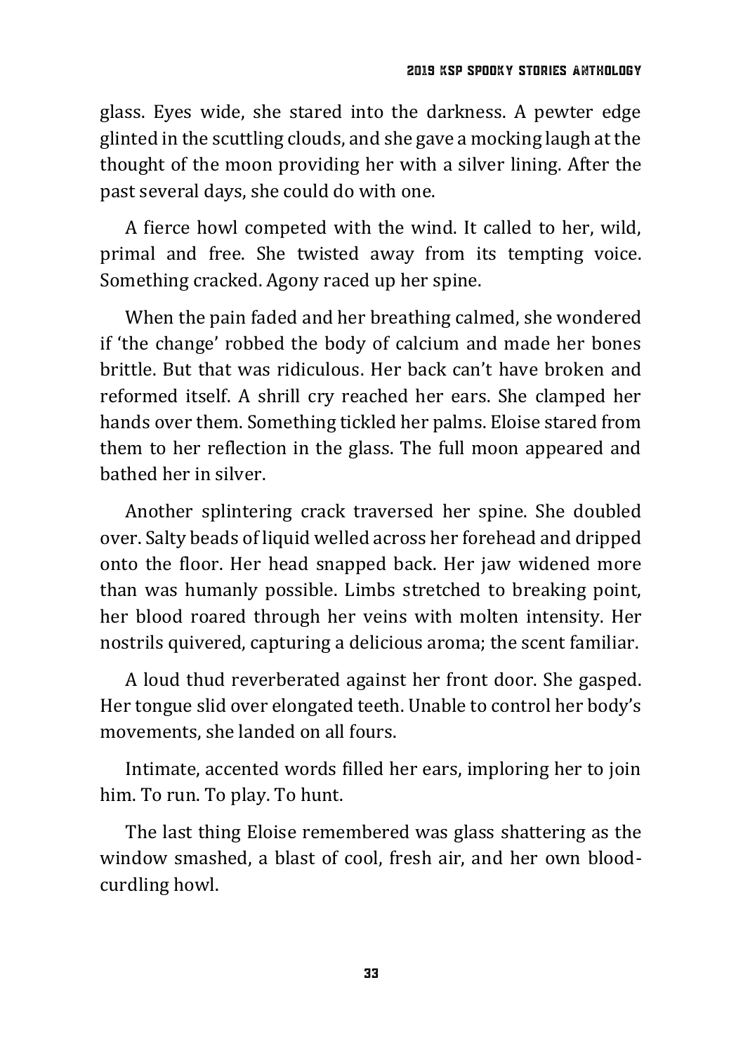glass. Eyes wide, she stared into the darkness. A pewter edge glinted in the scuttling clouds, and she gave a mocking laugh at the thought of the moon providing her with a silver lining. After the past several days, she could do with one.

A fierce howl competed with the wind. It called to her, wild, primal and free. She twisted away from its tempting voice. Something cracked. Agony raced up her spine.

When the pain faded and her breathing calmed, she wondered if 'the change' robbed the body of calcium and made her bones brittle. But that was ridiculous. Her back can't have broken and reformed itself. A shrill cry reached her ears. She clamped her hands over them. Something tickled her palms. Eloise stared from them to her reflection in the glass. The full moon appeared and bathed her in silver.

Another splintering crack traversed her spine. She doubled over. Salty beads of liquid welled across her forehead and dripped onto the floor. Her head snapped back. Her jaw widened more than was humanly possible. Limbs stretched to breaking point, her blood roared through her veins with molten intensity. Her nostrils quivered, capturing a delicious aroma; the scent familiar.

A loud thud reverberated against her front door. She gasped. Her tongue slid over elongated teeth. Unable to control her body's movements, she landed on all fours.

Intimate, accented words filled her ears, imploring her to join him. To run. To play. To hunt.

The last thing Eloise remembered was glass shattering as the window smashed, a blast of cool, fresh air, and her own blood-curdling howl.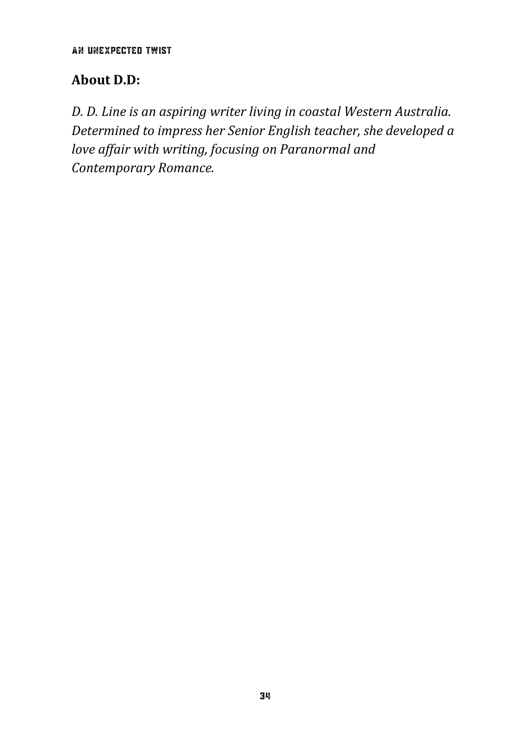## About D.D:

*D. D. Line is an aspiring writer living in coastal Western Australia. Determined to impress her Senior English teacher, she developed a love affair with writing, focusing on Paranormal and Contemporary Romance.*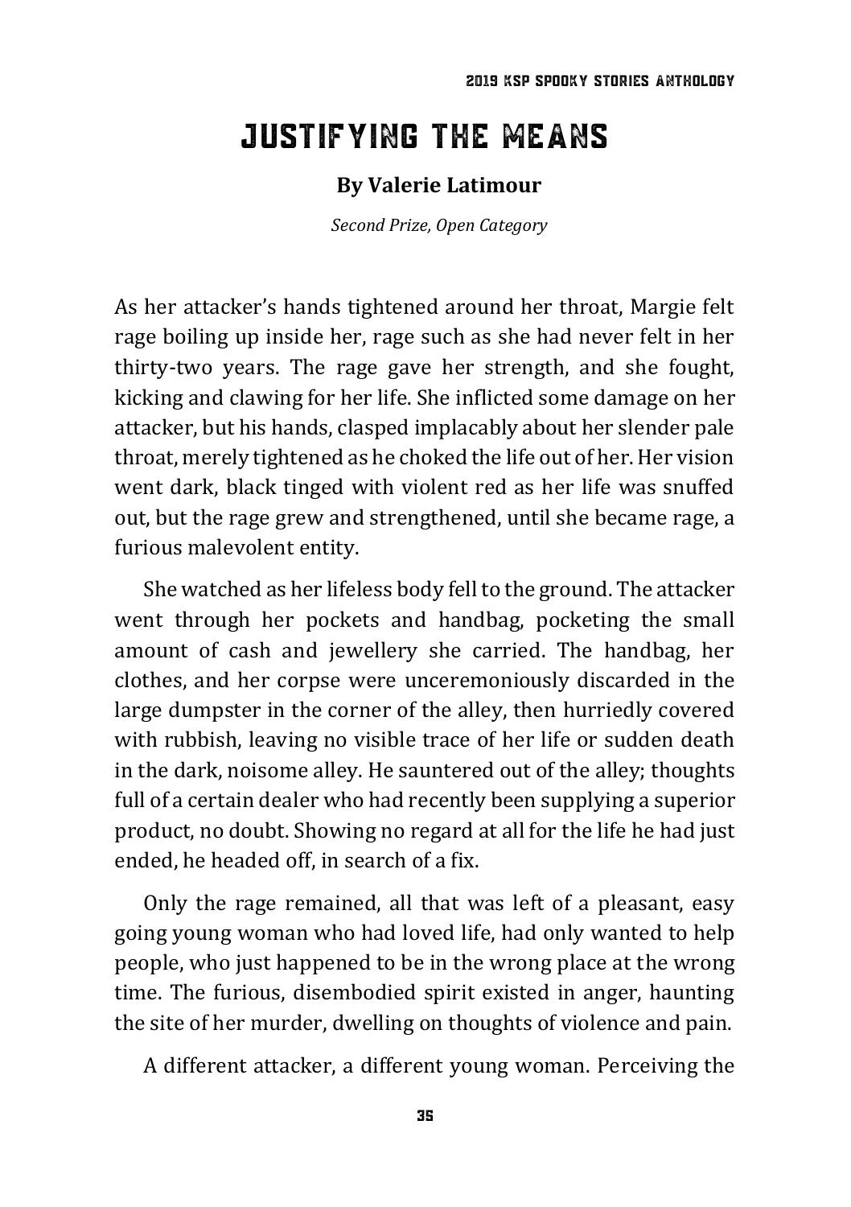# JUSTIFYING THE MEANS

**By Valerie Latimour**

*Second Prize, Open Category*

As her attacker's hands tightened around her throat, Margie felt rage boiling up inside her, rage such as she had never felt in her thirty-two years. The rage gave her strength, and she fought, kicking and clawing for her life. She inflicted some damage on her attacker, but his hands, clasped implacably about her slender pale throat, merely tightened as he choked the life out of her. Her vision went dark, black tinged with violent red as her life was snuffed out, but the rage grew and strengthened, until she became rage, a furious malevolent entity.

She watched as her lifeless body fell to the ground. The attacker went through her pockets and handbag, pocketing the small amount of cash and jewellery she carried. The handbag, her clothes, and her corpse were unceremoniously discarded in the large dumpster in the corner of the alley, then hurriedly covered with rubbish, leaving no visible trace of her life or sudden death in the dark, noisome alley. He sauntered out of the alley; thoughts full of a certain dealer who had recently been supplying a superior product, no doubt. Showing no regard at all for the life he had just ended, he headed off, in search of a fix.

Only the rage remained, all that was left of a pleasant, easy going young woman who had loved life, had only wanted to help people, who just happened to be in the wrong place at the wrong time. The furious, disembodied spirit existed in anger, haunting the site of her murder, dwelling on thoughts of violence and pain.

A different attacker, a different young woman. Perceiving the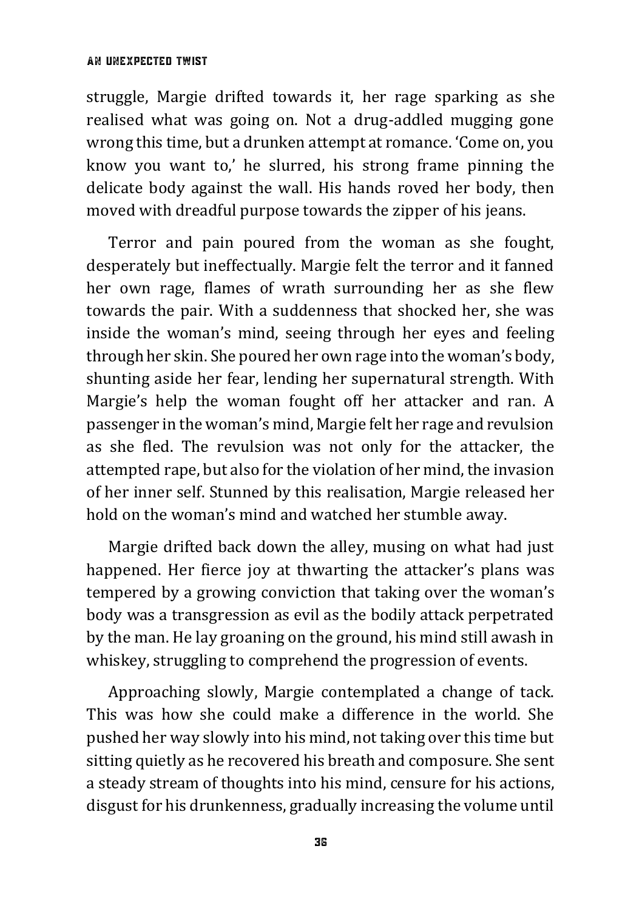struggle, Margie drifted towards it, her rage sparking as she realised what was going on. Not a drug-addled mugging gone wrong this time, but a drunken attempt at romance. 'Come on, you know you want to,' he slurred, his strong frame pinning the delicate body against the wall. His hands roved her body, then moved with dreadful purpose towards the zipper of his jeans.

Terror and pain poured from the woman as she fought, desperately but ineffectually. Margie felt the terror and it fanned her own rage, flames of wrath surrounding her as she flew towards the pair. With a suddenness that shocked her, she was inside the woman's mind, seeing through her eyes and feeling through her skin. She poured her own rage into the woman's body, shunting aside her fear, lending her supernatural strength. With Margie's help the woman fought off her attacker and ran. A passenger in the woman's mind, Margie felt her rage and revulsion as she fled. The revulsion was not only for the attacker, the attempted rape, but also for the violation of her mind, the invasion of her inner self. Stunned by this realisation, Margie released her hold on the woman's mind and watched her stumble away.

Margie drifted back down the alley, musing on what had just happened. Her fierce joy at thwarting the attacker's plans was tempered by a growing conviction that taking over the woman's body was a transgression as evil as the bodily attack perpetrated by the man. He lay groaning on the ground, his mind still awash in whiskey, struggling to comprehend the progression of events.

Approaching slowly, Margie contemplated a change of tack. This was how she could make a difference in the world. She pushed her way slowly into his mind, not taking over this time but sitting quietly as he recovered his breath and composure. She sent a steady stream of thoughts into his mind, censure for his actions, disgust for his drunkenness, gradually increasing the volume until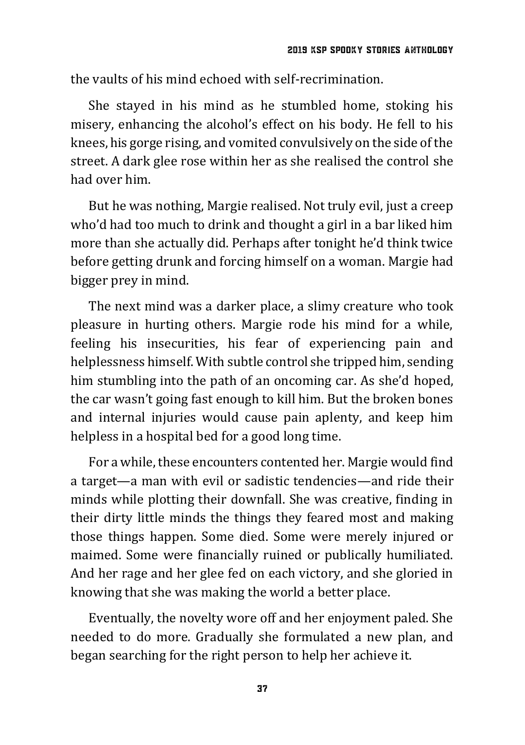the vaults of his mind echoed with self-recrimination.

She stayed in his mind as he stumbled home, stoking his misery, enhancing the alcohol's effect on his body. He fell to his knees, his gorge rising, and vomited convulsively on the side of the street. A dark glee rose within her as she realised the control she had over him.

But he was nothing, Margie realised. Not truly evil, just a creep who'd had too much to drink and thought a girl in a bar liked him more than she actually did. Perhaps after tonight he'd think twice before getting drunk and forcing himself on a woman. Margie had bigger prey in mind.

The next mind was a darker place, a slimy creature who took pleasure in hurting others. Margie rode his mind for a while, feeling his insecurities, his fear of experiencing pain and helplessness himself. With subtle control she tripped him, sending him stumbling into the path of an oncoming car. As she'd hoped, the car wasn't going fast enough to kill him. But the broken bones and internal injuries would cause pain aplenty, and keep him helpless in a hospital bed for a good long time.

For a while, these encounters contented her. Margie would find a target—a man with evil or sadistic tendencies—and ride their minds while plotting their downfall. She was creative, finding in their dirty little minds the things they feared most and making those things happen. Some died. Some were merely injured or maimed. Some were financially ruined or publically humiliated. And her rage and her glee fed on each victory, and she gloried in knowing that she was making the world a better place.

Eventually, the novelty wore off and her enjoyment paled. She needed to do more. Gradually she formulated a new plan, and began searching for the right person to help her achieve it.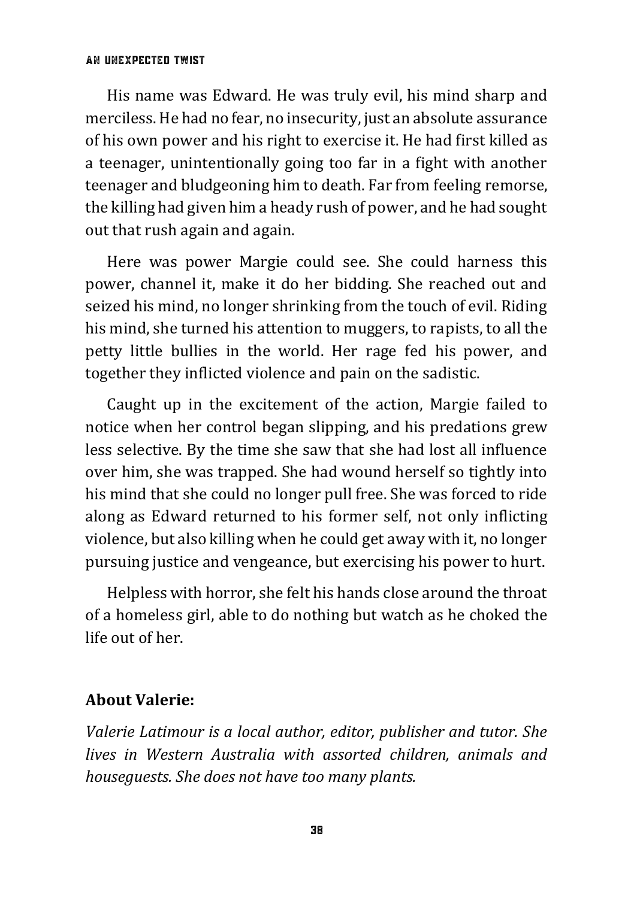His name was Edward. He was truly evil, his mind sharp and merciless. He had no fear, no insecurity, just an absolute assurance of his own power and his right to exercise it. He had first killed as a teenager, unintentionally going too far in a fight with another teenager and bludgeoning him to death. Far from feeling remorse, the killing had given him a heady rush of power, and he had sought out that rush again and again.

Here was power Margie could see. She could harness this power, channel it, make it do her bidding. She reached out and seized his mind, no longer shrinking from the touch of evil. Riding his mind, she turned his attention to muggers, to rapists, to all the petty little bullies in the world. Her rage fed his power, and together they inflicted violence and pain on the sadistic.

Caught up in the excitement of the action, Margie failed to notice when her control began slipping, and his predations grew less selective. By the time she saw that she had lost all influence over him, she was trapped. She had wound herself so tightly into his mind that she could no longer pull free. She was forced to ride along as Edward returned to his former self, not only inflicting violence, but also killing when he could get away with it, no longer pursuing justice and vengeance, but exercising his power to hurt.

Helpless with horror, she felt his hands close around the throat of a homeless girl, able to do nothing but watch as he choked the life out of her.

**About Valerie:**

*Valerie Latimour is a local author, editor, publisher and tutor. She lives in Western Australia with assorted children, animals and houseguests. She does not have too many plants.*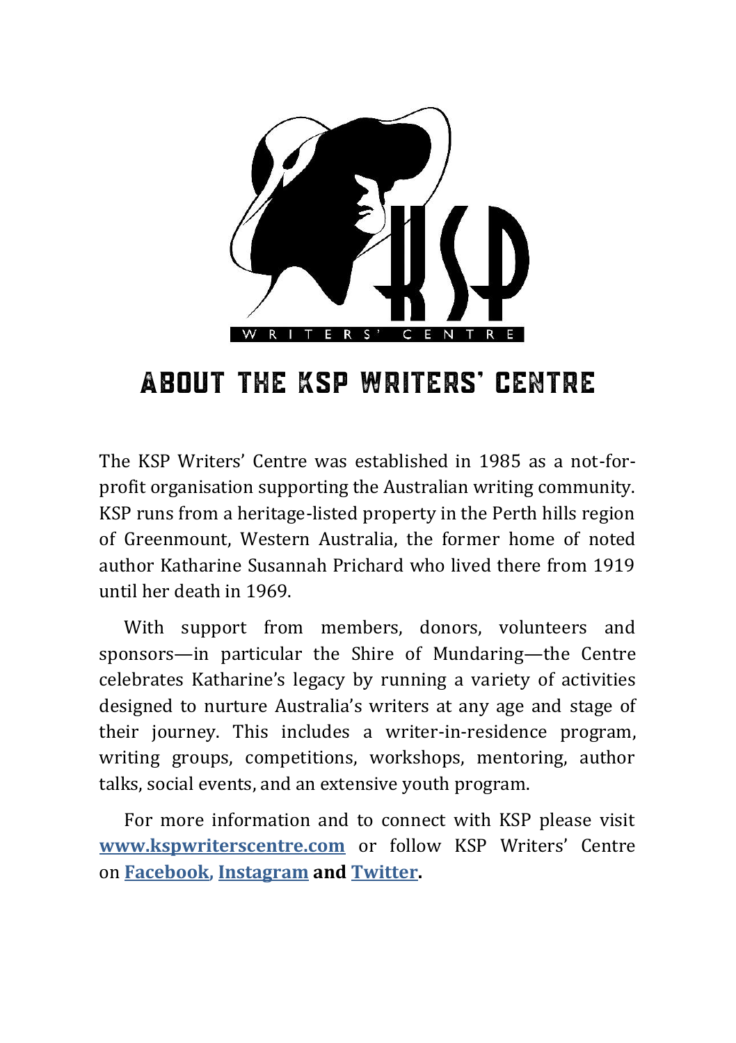# ABOUT THE KSP WRITERS' CENTRE

The KSP Writers' Centre was established in 1985 as a not-for-profit organisation supporting the Australian writing community. KSP runs from a heritage-listed property in the Perth hills region of Greenmount, Western Australia, the former home of noted author Katharine Susannah Prichard who lived there from 1919 until her death in 1969.

With support from members, donors, volunteers and sponsors—in particular the Shire of Mundaring—the Centre celebrates Katharine's legacy by running a variety of activities designed to nurture Australia's writers at any age and stage of their journey. This includes a writer-in-residence program, writing groups, competitions, workshops, mentoring, author talks, social events, and an extensive youth program.

For more information and to connect with KSP please visit **www.kspwriterscentre.com** or follow KSP Writers' Centre on **Facebook, Instagram and Twitter.**